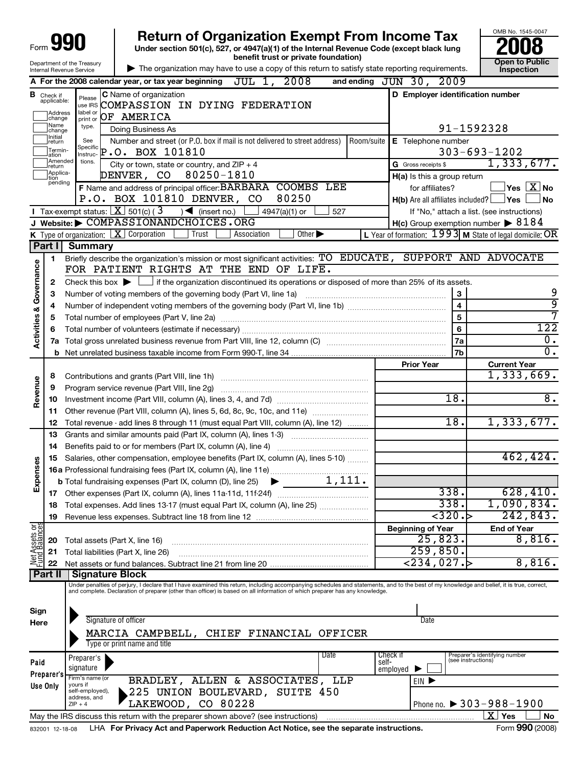Form **990**

Department of the Treasury
Internal Revenue Service

# Return of Organization Exempt From Income Tax

**Under section 501(c), 527, or 4947(a)(1) of the Internal Revenue Code (except black lung benefit trust or private foundation)**

▶ The organization may have to use a copy of this return to satisfy state reporting requirements.

OMB No. 1545-0047

**2008**

**Open to Public Inspection**

**A** For the 2008 calendar year, or tax year beginning JUL 1, 2008 and ending JUN 30, 2009

**B** Check if applicable:
- Address change
- Name change
- Initial return
- Termination
- Amended return
- Application pending

**C** Name of organization: COMPASSION IN DYING FEDERATION OF AMERICA

Doing Business As

Number and street (or P.O. box if mail is not delivered to street address): P.O. BOX 101810 | Room/suite

City or town, state or country, and ZIP + 4: DENVER, CO 80250-1810

**D** Employer identification number: 91-1592328

**E** Telephone number: 303-693-1202

**G** Gross receipts $ 1,333,677.

**F** Name and address of principal officer: BARBARA COOMBS LEE, P.O. BOX 101810 DENVER, CO 80250

**H(a)** Is this a group return for affiliates? ☐ Yes ☒ No

**H(b)** Are all affiliates included? ☐ Yes ☐ No
If "No," attach a list. (see instructions)

**H(c)** Group exemption number ▶ 8184

**I** Tax-exempt status: ☒ 501(c) ( 3 ) ◀ (insert no.) ☐ 4947(a)(1) or ☐ 527

**J** Website: ▶ COMPASSIONANDCHOICES.ORG

**K** Type of organization: ☒ Corporation ☐ Trust ☐ Association ☐ Other ▶

**L** Year of formation: 1993 **M** State of legal domicile: OR

## Part I Summary

### Activities & Governance

1. Briefly describe the organization's mission or most significant activities: TO EDUCATE, SUPPORT AND ADVOCATE FOR PATIENT RIGHTS AT THE END OF LIFE.
2. Check this box ▶ ☐ if the organization discontinued its operations or disposed of more than 25% of its assets.

| Line | Description | | Value |
|---|---|---|---|
| 3 | Number of voting members of the governing body (Part VI, line 1a) | 3 | 9 |
| 4 | Number of independent voting members of the governing body (Part VI, line 1b) | 4 | 9 |
| 5 | Total number of employees (Part V, line 2a) | 5 | 7 |
| 6 | Total number of volunteers (estimate if necessary) | 6 | 122 |
| 7a | Total gross unrelated business revenue from Part VIII, line 12, column (C) | 7a | 0. |
| b | Net unrelated business taxable income from Form 990-T, line 34 | 7b | 0. |

### Revenue

| Line | Description | Prior Year | Current Year |
|---|---|---|---|
| 8 | Contributions and grants (Part VIII, line 1h) | | 1,333,669. |
| 9 | Program service revenue (Part VIII, line 2g) | | |
| 10 | Investment income (Part VIII, column (A), lines 3, 4, and 7d) | 18. | 8. |
| 11 | Other revenue (Part VIII, column (A), lines 5, 6d, 8c, 9c, 10c, and 11e) | | |
| 12 | Total revenue - add lines 8 through 11 (must equal Part VIII, column (A), line 12) | 18. | 1,333,677. |

### Expenses

| Line | Description | Prior Year | Current Year |
|---|---|---|---|
| 13 | Grants and similar amounts paid (Part IX, column (A), lines 1-3) | | |
| 14 | Benefits paid to or for members (Part IX, column (A), line 4) | | |
| 15 | Salaries, other compensation, employee benefits (Part IX, column (A), lines 5-10) | | 462,424. |
| 16a | Professional fundraising fees (Part IX, column (A), line 11e) | | |
| b | Total fundraising expenses (Part IX, column (D), line 25) ▶ 1,111. | | |
| 17 | Other expenses (Part IX, column (A), lines 11a-11d, 11f-24f) | 338. | 628,410. |
| 18 | Total expenses. Add lines 13-17 (must equal Part IX, column (A), line 25) | 338. | 1,090,834. |
| 19 | Revenue less expenses. Subtract line 18 from line 12 | <320.> | 242,843. |

### Net Assets or Fund Balances

| Line | Description | Beginning of Year | End of Year |
|---|---|---|---|
| 20 | Total assets (Part X, line 16) | 25,823. | 8,816. |
| 21 | Total liabilities (Part X, line 26) | 259,850. | |
| 22 | Net assets or fund balances. Subtract line 21 from line 20 | <234,027.> | 8,816. |

## Part II Signature Block

Under penalties of perjury, I declare that I have examined this return, including accompanying schedules and statements, and to the best of my knowledge and belief, it is true, correct, and complete. Declaration of preparer (other than officer) is based on all information of which preparer has any knowledge.

**Sign Here**

▶ Signature of officer | Date

▶ MARCIA CAMPBELL, CHIEF FINANCIAL OFFICER
Type or print name and title

**Paid Preparer's Use Only**

Preparer's signature ▶ | Date | Check if self-employed ▶ ☐ | Preparer's identifying number (see instructions)

Firm's name (or yours if self-employed), address, and ZIP + 4: BRADLEY, ALLEN & ASSOCIATES, LLP, 225 UNION BOULEVARD, SUITE 450, LAKEWOOD, CO 80228

EIN ▶

Phone no. ▶ 303-988-1900

May the IRS discuss this return with the preparer shown above? (see instructions) ☒ Yes ☐ No

832001 12-18-08 LHA **For Privacy Act and Paperwork Reduction Act Notice, see the separate instructions.** Form **990** (2008)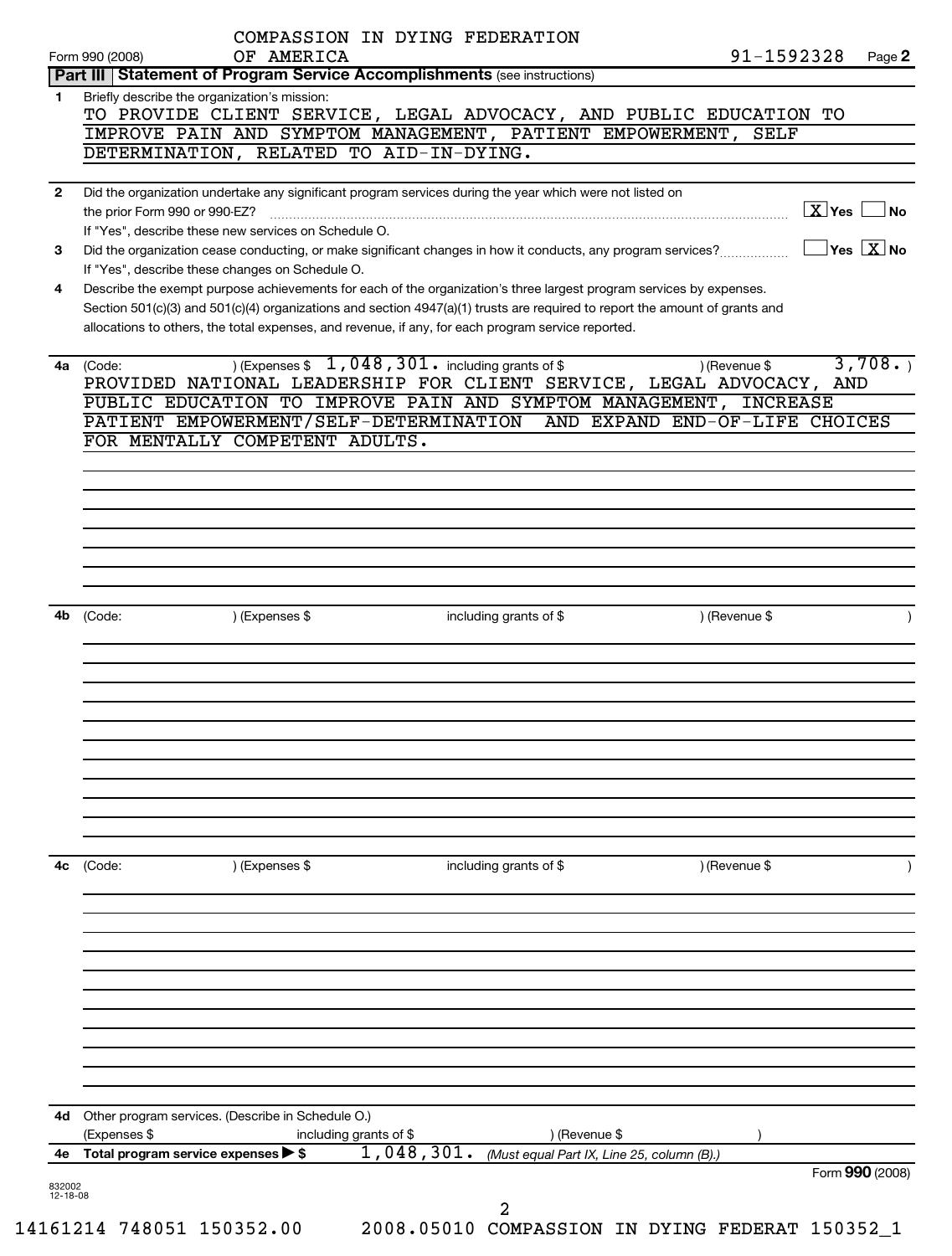COMPASSION IN DYING FEDERATION OF AMERICA    91-1592328

Form 990 (2008)

## Part III Statement of Program Service Accomplishments (see instructions)

**1** Briefly describe the organization's mission:

TO PROVIDE CLIENT SERVICE, LEGAL ADVOCACY, AND PUBLIC EDUCATION TO IMPROVE PAIN AND SYMPTOM MANAGEMENT, PATIENT EMPOWERMENT, SELF DETERMINATION, RELATED TO AID-IN-DYING.

**2** Did the organization undertake any significant program services during the year which were not listed on the prior Form 990 or 990-EZ? [X] Yes [ ] No

If "Yes", describe these new services on Schedule O.

**3** Did the organization cease conducting, or make significant changes in how it conducts, any program services? [ ] Yes [X] No

If "Yes", describe these changes on Schedule O.

**4** Describe the exempt purpose achievements for each of the organization's three largest program services by expenses. Section 501(c)(3) and 501(c)(4) organizations and section 4947(a)(1) trusts are required to report the amount of grants and allocations to others, the total expenses, and revenue, if any, for each program service reported.

**4a** (Code: ) (Expenses $ 1,048,301. including grants of $ ) (Revenue $ 3,708. )

PROVIDED NATIONAL LEADERSHIP FOR CLIENT SERVICE, LEGAL ADVOCACY, AND PUBLIC EDUCATION TO IMPROVE PAIN AND SYMPTOM MANAGEMENT, INCREASE PATIENT EMPOWERMENT/SELF-DETERMINATION AND EXPAND END-OF-LIFE CHOICES FOR MENTALLY COMPETENT ADULTS.

**4b** (Code: ) (Expenses $ including grants of $ ) (Revenue $ )

**4c** (Code: ) (Expenses $ including grants of $ ) (Revenue $ )

**4d** Other program services. (Describe in Schedule O.)
(Expenses $ including grants of $ ) (Revenue $ )

**4e** Total program service expenses ▶ $ 1,048,301. *(Must equal Part IX, Line 25, column (B).)*

Form **990** (2008)

832002 12-18-08

14161214 748051 150352.00    2008.05010 COMPASSION IN DYING FEDERAT 150352_1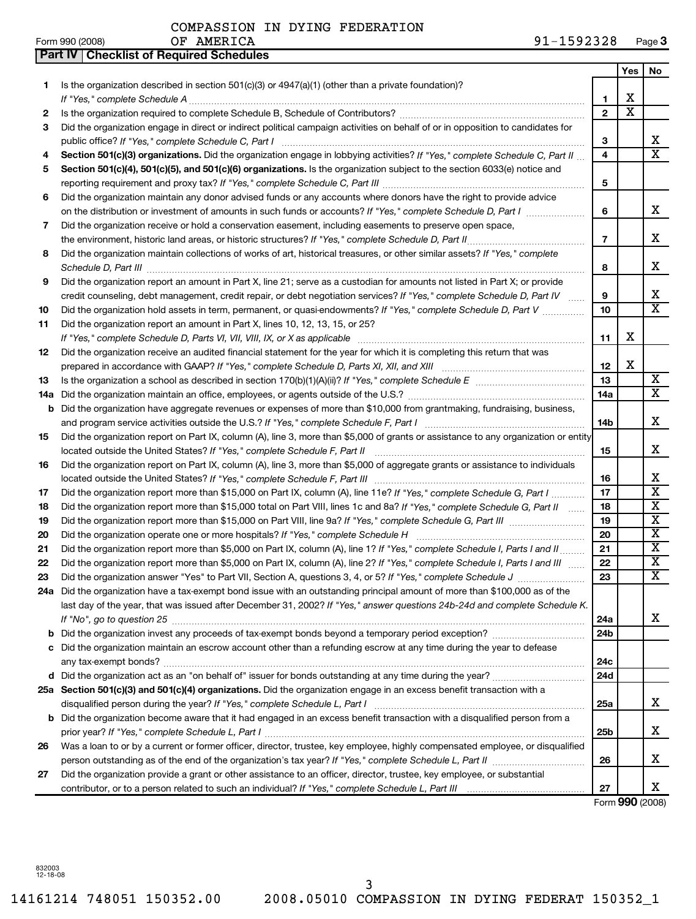COMPASSION IN DYING FEDERATION OF AMERICA

Form 990 (2008) 91-1592328 Page 3

## Part IV Checklist of Required Schedules

| | | | Yes | No |
|---|---|---|---|---|
| 1 | Is the organization described in section 501(c)(3) or 4947(a)(1) (other than a private foundation)? *If "Yes," complete Schedule A* | 1 | X | |
| 2 | Is the organization required to complete Schedule B, Schedule of Contributors? | 2 | X | |
| 3 | Did the organization engage in direct or indirect political campaign activities on behalf of or in opposition to candidates for public office? *If "Yes," complete Schedule C, Part I* | 3 | | X |
| 4 | **Section 501(c)(3) organizations.** Did the organization engage in lobbying activities? *If "Yes," complete Schedule C, Part II* | 4 | | X |
| 5 | **Section 501(c)(4), 501(c)(5), and 501(c)(6) organizations.** Is the organization subject to the section 6033(e) notice and reporting requirement and proxy tax? *If "Yes," complete Schedule C, Part III* | 5 | | |
| 6 | Did the organization maintain any donor advised funds or any accounts where donors have the right to provide advice on the distribution or investment of amounts in such funds or accounts? *If "Yes," complete Schedule D, Part I* | 6 | | X |
| 7 | Did the organization receive or hold a conservation easement, including easements to preserve open space, the environment, historic land areas, or historic structures? *If "Yes," complete Schedule D, Part II* | 7 | | X |
| 8 | Did the organization maintain collections of works of art, historical treasures, or other similar assets? *If "Yes," complete Schedule D, Part III* | 8 | | X |
| 9 | Did the organization report an amount in Part X, line 21; serve as a custodian for amounts not listed in Part X; or provide credit counseling, debt management, credit repair, or debt negotiation services? *If "Yes," complete Schedule D, Part IV* | 9 | | X |
| 10 | Did the organization hold assets in term, permanent, or quasi-endowments? *If "Yes," complete Schedule D, Part V* | 10 | | X |
| 11 | Did the organization report an amount in Part X, lines 10, 12, 13, 15, or 25? *If "Yes," complete Schedule D, Parts VI, VII, VIII, IX, or X as applicable* | 11 | X | |
| 12 | Did the organization receive an audited financial statement for the year for which it is completing this return that was prepared in accordance with GAAP? *If "Yes," complete Schedule D, Parts XI, XII, and XIII* | 12 | X | |
| 13 | Is the organization a school as described in section 170(b)(1)(A)(ii)? *If "Yes," complete Schedule E* | 13 | | X |
| 14a | Did the organization maintain an office, employees, or agents outside of the U.S.? | 14a | | X |
| b | Did the organization have aggregate revenues or expenses of more than $10,000 from grantmaking, fundraising, business, and program service activities outside the U.S.? *If "Yes," complete Schedule F, Part I* | 14b | | X |
| 15 | Did the organization report on Part IX, column (A), line 3, more than $5,000 of grants or assistance to any organization or entity located outside the United States? *If "Yes," complete Schedule F, Part II* | 15 | | X |
| 16 | Did the organization report on Part IX, column (A), line 3, more than $5,000 of aggregate grants or assistance to individuals located outside the United States? *If "Yes," complete Schedule F, Part III* | 16 | | X |
| 17 | Did the organization report more than $15,000 on Part IX, column (A), line 11e? *If "Yes," complete Schedule G, Part I* | 17 | | X |
| 18 | Did the organization report more than $15,000 total on Part VIII, lines 1c and 8a? *If "Yes," complete Schedule G, Part II* | 18 | | X |
| 19 | Did the organization report more than $15,000 on Part VIII, line 9a? *If "Yes," complete Schedule G, Part III* | 19 | | X |
| 20 | Did the organization operate one or more hospitals? *If "Yes," complete Schedule H* | 20 | | X |
| 21 | Did the organization report more than $5,000 on Part IX, column (A), line 1? *If "Yes," complete Schedule I, Parts I and II* | 21 | | X |
| 22 | Did the organization report more than $5,000 on Part IX, column (A), line 2? *If "Yes," complete Schedule I, Parts I and III* | 22 | | X |
| 23 | Did the organization answer "Yes" to Part VII, Section A, questions 3, 4, or 5? *If "Yes," complete Schedule J* | 23 | | X |
| 24a | Did the organization have a tax-exempt bond issue with an outstanding principal amount of more than $100,000 as of the last day of the year, that was issued after December 31, 2002? *If "Yes," answer questions 24b-24d and complete Schedule K. If "No", go to question 25* | 24a | | X |
| b | Did the organization invest any proceeds of tax-exempt bonds beyond a temporary period exception? | 24b | | |
| c | Did the organization maintain an escrow account other than a refunding escrow at any time during the year to defease any tax-exempt bonds? | 24c | | |
| d | Did the organization act as an "on behalf of" issuer for bonds outstanding at any time during the year? | 24d | | |
| 25a | **Section 501(c)(3) and 501(c)(4) organizations.** Did the organization engage in an excess benefit transaction with a disqualified person during the year? *If "Yes," complete Schedule L, Part I* | 25a | | X |
| b | Did the organization become aware that it had engaged in an excess benefit transaction with a disqualified person from a prior year? *If "Yes," complete Schedule L, Part I* | 25b | | X |
| 26 | Was a loan to or by a current or former officer, director, trustee, key employee, highly compensated employee, or disqualified person outstanding as of the end of the organization's tax year? *If "Yes," complete Schedule L, Part II* | 26 | | X |
| 27 | Did the organization provide a grant or other assistance to an officer, director, trustee, key employee, or substantial contributor, or to a person related to such an individual? *If "Yes," complete Schedule L, Part III* | 27 | | X |

Form **990** (2008)

832003 12-18-08

14161214 748051 150352.00 2008.05010 COMPASSION IN DYING FEDERAT 150352_1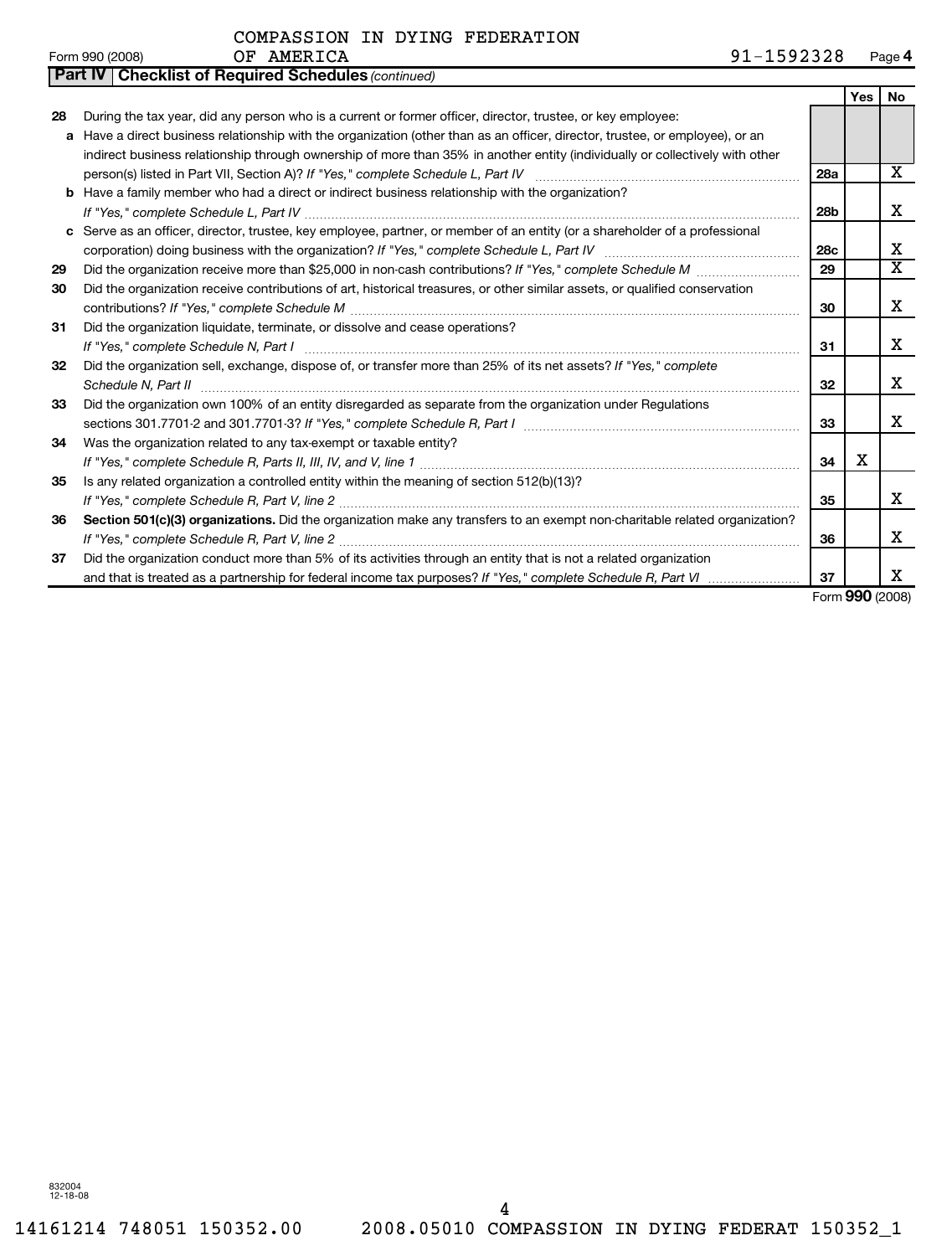COMPASSION IN DYING FEDERATION OF AMERICA 91-1592328

Form 990 (2008)

**Part IV Checklist of Required Schedules** *(continued)*

| | | | Yes | No |
|---|---|---|---|---|
| **28** | During the tax year, did any person who is a current or former officer, director, trustee, or key employee: | | | |
| **a** | Have a direct business relationship with the organization (other than as an officer, director, trustee, or employee), or an indirect business relationship through ownership of more than 35% in another entity (individually or collectively with other person(s) listed in Part VII, Section A)? *If "Yes," complete Schedule L, Part IV* | **28a** | | X |
| **b** | Have a family member who had a direct or indirect business relationship with the organization? *If "Yes," complete Schedule L, Part IV* | **28b** | | X |
| **c** | Serve as an officer, director, trustee, key employee, partner, or member of an entity (or a shareholder of a professional corporation) doing business with the organization? *If "Yes," complete Schedule L, Part IV* | **28c** | | X |
| **29** | Did the organization receive more than $25,000 in non-cash contributions? *If "Yes," complete Schedule M* | **29** | | X |
| **30** | Did the organization receive contributions of art, historical treasures, or other similar assets, or qualified conservation contributions? *If "Yes," complete Schedule M* | **30** | | X |
| **31** | Did the organization liquidate, terminate, or dissolve and cease operations? *If "Yes," complete Schedule N, Part I* | **31** | | X |
| **32** | Did the organization sell, exchange, dispose of, or transfer more than 25% of its net assets? *If "Yes," complete Schedule N, Part II* | **32** | | X |
| **33** | Did the organization own 100% of an entity disregarded as separate from the organization under Regulations sections 301.7701-2 and 301.7701-3? *If "Yes," complete Schedule R, Part I* | **33** | | X |
| **34** | Was the organization related to any tax-exempt or taxable entity? *If "Yes," complete Schedule R, Parts II, III, IV, and V, line 1* | **34** | X | |
| **35** | Is any related organization a controlled entity within the meaning of section 512(b)(13)? *If "Yes," complete Schedule R, Part V, line 2* | **35** | | X |
| **36** | **Section 501(c)(3) organizations.** Did the organization make any transfers to an exempt non-charitable related organization? *If "Yes," complete Schedule R, Part V, line 2* | **36** | | X |
| **37** | Did the organization conduct more than 5% of its activities through an entity that is not a related organization and that is treated as a partnership for federal income tax purposes? *If "Yes," complete Schedule R, Part VI* | **37** | | X |

Form **990** (2008)

832004 12-18-08

14161214 748051 150352.00 2008.05010 COMPASSION IN DYING FEDERAT 150352_1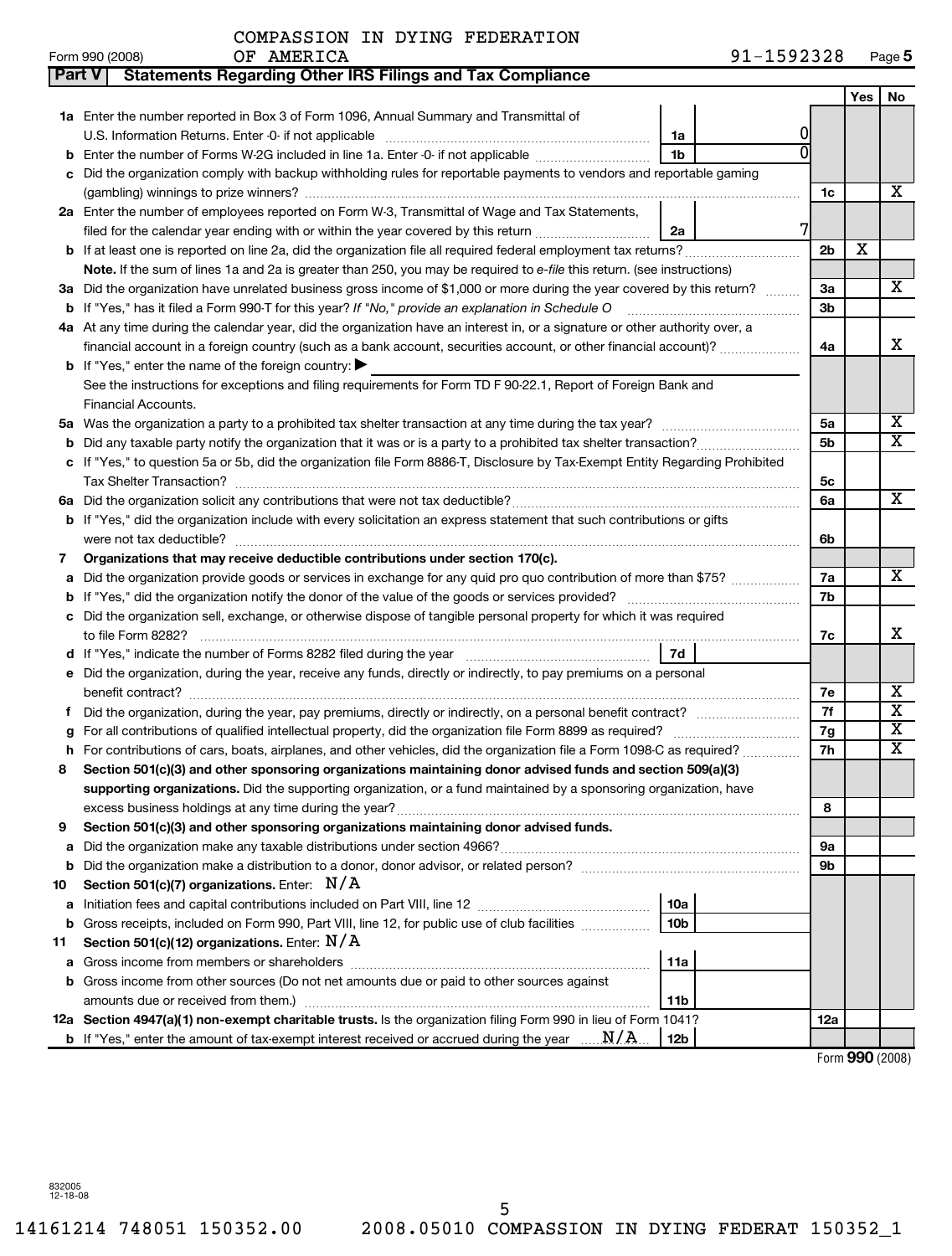COMPASSION IN DYING FEDERATION OF AMERICA

Form 990 (2008) 91-1592328 Page 5

## Part V Statements Regarding Other IRS Filings and Tax Compliance

| | | | | Yes | No |
|---|---|---|---|---|---|
| **1a** | Enter the number reported in Box 3 of Form 1096, Annual Summary and Transmittal of U.S. Information Returns. Enter -0- if not applicable | 1a | 0 | | |
| **b** | Enter the number of Forms W-2G included in line 1a. Enter -0- if not applicable | 1b | 0 | | |
| **c** | Did the organization comply with backup withholding rules for reportable payments to vendors and reportable gaming (gambling) winnings to prize winners? | 1c | | | X |
| **2a** | Enter the number of employees reported on Form W-3, Transmittal of Wage and Tax Statements, filed for the calendar year ending with or within the year covered by this return | 2a | 7 | | |
| **b** | If at least one is reported on line 2a, did the organization file all required federal employment tax returns? | 2b | | X | |
| | **Note.** If the sum of lines 1a and 2a is greater than 250, you may be required to *e-file* this return. (see instructions) | | | | |
| **3a** | Did the organization have unrelated business gross income of $1,000 or more during the year covered by this return? | 3a | | | X |
| **b** | If "Yes," has it filed a Form 990-T for this year? *If "No," provide an explanation in Schedule O* | 3b | | | |
| **4a** | At any time during the calendar year, did the organization have an interest in, or a signature or other authority over, a financial account in a foreign country (such as a bank account, securities account, or other financial account)? | 4a | | | X |
| **b** | If "Yes," enter the name of the foreign country: ▶ See the instructions for exceptions and filing requirements for Form TD F 90-22.1, Report of Foreign Bank and Financial Accounts. | | | | |
| **5a** | Was the organization a party to a prohibited tax shelter transaction at any time during the tax year? | 5a | | | X |
| **b** | Did any taxable party notify the organization that it was or is a party to a prohibited tax shelter transaction? | 5b | | | X |
| **c** | If "Yes," to question 5a or 5b, did the organization file Form 8886-T, Disclosure by Tax-Exempt Entity Regarding Prohibited Tax Shelter Transaction? | 5c | | | |
| **6a** | Did the organization solicit any contributions that were not tax deductible? | 6a | | | X |
| **b** | If "Yes," did the organization include with every solicitation an express statement that such contributions or gifts were not tax deductible? | 6b | | | |
| **7** | **Organizations that may receive deductible contributions under section 170(c).** | | | | |
| **a** | Did the organization provide goods or services in exchange for any quid pro quo contribution of more than $75? | 7a | | | X |
| **b** | If "Yes," did the organization notify the donor of the value of the goods or services provided? | 7b | | | |
| **c** | Did the organization sell, exchange, or otherwise dispose of tangible personal property for which it was required to file Form 8282? | 7c | | | X |
| **d** | If "Yes," indicate the number of Forms 8282 filed during the year | 7d | | | |
| **e** | Did the organization, during the year, receive any funds, directly or indirectly, to pay premiums on a personal benefit contract? | 7e | | | X |
| **f** | Did the organization, during the year, pay premiums, directly or indirectly, on a personal benefit contract? | 7f | | | X |
| **g** | For all contributions of qualified intellectual property, did the organization file Form 8899 as required? | 7g | | | X |
| **h** | For contributions of cars, boats, airplanes, and other vehicles, did the organization file a Form 1098-C as required? | 7h | | | X |
| **8** | **Section 501(c)(3) and other sponsoring organizations maintaining donor advised funds and section 509(a)(3) supporting organizations.** Did the supporting organization, or a fund maintained by a sponsoring organization, have excess business holdings at any time during the year? | 8 | | | |
| **9** | **Section 501(c)(3) and other sponsoring organizations maintaining donor advised funds.** | | | | |
| **a** | Did the organization make any taxable distributions under section 4966? | 9a | | | |
| **b** | Did the organization make a distribution to a donor, donor advisor, or related person? | 9b | | | |
| **10** | **Section 501(c)(7) organizations.** Enter: N/A | | | | |
| **a** | Initiation fees and capital contributions included on Part VIII, line 12 | 10a | | | |
| **b** | Gross receipts, included on Form 990, Part VIII, line 12, for public use of club facilities | 10b | | | |
| **11** | **Section 501(c)(12) organizations.** Enter: N/A | | | | |
| **a** | Gross income from members or shareholders | 11a | | | |
| **b** | Gross income from other sources (Do not net amounts due or paid to other sources against amounts due or received from them.) | 11b | | | |
| **12a** | **Section 4947(a)(1) non-exempt charitable trusts.** Is the organization filing Form 990 in lieu of Form 1041? | 12a | | | |
| **b** | If "Yes," enter the amount of tax-exempt interest received or accrued during the year N/A | 12b | | | |

Form **990** (2008)

832005 12-18-08

14161214 748051 150352.00 2008.05010 COMPASSION IN DYING FEDERAT 150352_1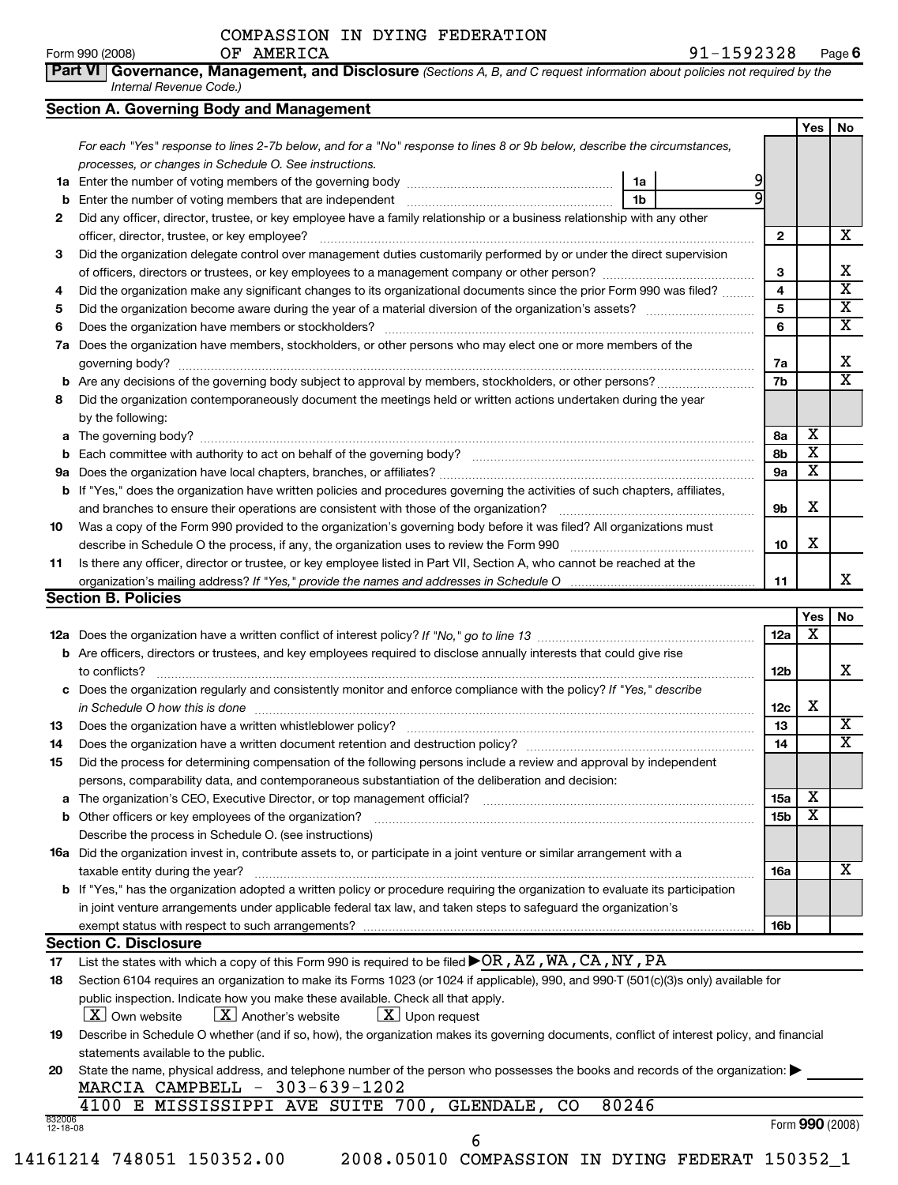COMPASSION IN DYING FEDERATION OF AMERICA — 91-1592328

Form 990 (2008) Page 6

## Part VI Governance, Management, and Disclosure *(Sections A, B, and C request information about policies not required by the Internal Revenue Code.)*

### Section A. Governing Body and Management

*For each "Yes" response to lines 2-7b below, and for a "No" response to lines 8 or 9b below, describe the circumstances, processes, or changes in Schedule O. See instructions.*

| | | | Yes | No |
|---|---|---|---|---|
| 1a | Enter the number of voting members of the governing body — 1a: 9 | | | |
| b | Enter the number of voting members that are independent — 1b: 9 | | | |
| 2 | Did any officer, director, trustee, or key employee have a family relationship or a business relationship with any other officer, director, trustee, or key employee? | 2 | | X |
| 3 | Did the organization delegate control over management duties customarily performed by or under the direct supervision of officers, directors or trustees, or key employees to a management company or other person? | 3 | | X |
| 4 | Did the organization make any significant changes to its organizational documents since the prior Form 990 was filed? | 4 | | X |
| 5 | Did the organization become aware during the year of a material diversion of the organization's assets? | 5 | | X |
| 6 | Does the organization have members or stockholders? | 6 | | X |
| 7a | Does the organization have members, stockholders, or other persons who may elect one or more members of the governing body? | 7a | | X |
| b | Are any decisions of the governing body subject to approval by members, stockholders, or other persons? | 7b | | X |
| 8 | Did the organization contemporaneously document the meetings held or written actions undertaken during the year by the following: | | | |
| a | The governing body? | 8a | X | |
| b | Each committee with authority to act on behalf of the governing body? | 8b | X | |
| 9a | Does the organization have local chapters, branches, or affiliates? | 9a | X | |
| b | If "Yes," does the organization have written policies and procedures governing the activities of such chapters, affiliates, and branches to ensure their operations are consistent with those of the organization? | 9b | X | |
| 10 | Was a copy of the Form 990 provided to the organization's governing body before it was filed? All organizations must describe in Schedule O the process, if any, the organization uses to review the Form 990 | 10 | X | |
| 11 | Is there any officer, director, trustee, or key employee listed in Part VII, Section A, who cannot be reached at the organization's mailing address? *If "Yes," provide the names and addresses in Schedule O* | 11 | | X |

### Section B. Policies

| | | | Yes | No |
|---|---|---|---|---|
| 12a | Does the organization have a written conflict of interest policy? *If "No," go to line 13* | 12a | X | |
| b | Are officers, directors or trustees, and key employees required to disclose annually interests that could give rise to conflicts? | 12b | | X |
| c | Does the organization regularly and consistently monitor and enforce compliance with the policy? *If "Yes," describe in Schedule O how this is done* | 12c | X | |
| 13 | Does the organization have a written whistleblower policy? | 13 | | X |
| 14 | Does the organization have a written document retention and destruction policy? | 14 | | X |
| 15 | Did the process for determining compensation of the following persons include a review and approval by independent persons, comparability data, and contemporaneous substantiation of the deliberation and decision: | | | |
| a | The organization's CEO, Executive Director, or top management official? | 15a | X | |
| b | Other officers or key employees of the organization? Describe the process in Schedule O. (see instructions) | 15b | X | |
| 16a | Did the organization invest in, contribute assets to, or participate in a joint venture or similar arrangement with a taxable entity during the year? | 16a | | X |
| b | If "Yes," has the organization adopted a written policy or procedure requiring the organization to evaluate its participation in joint venture arrangements under applicable federal tax law, and taken steps to safeguard the organization's exempt status with respect to such arrangements? | 16b | | |

### Section C. Disclosure

17 List the states with which a copy of this Form 990 is required to be filed ▶ OR,AZ,WA,CA,NY,PA

18 Section 6104 requires an organization to make its Forms 1023 (or 1024 if applicable), 990, and 990-T (501(c)(3)s only) available for public inspection. Indicate how you make these available. Check all that apply.

[X] Own website [X] Another's website [X] Upon request

19 Describe in Schedule O whether (and if so, how), the organization makes its governing documents, conflict of interest policy, and financial statements available to the public.

20 State the name, physical address, and telephone number of the person who possesses the books and records of the organization: ▶

MARCIA CAMPBELL - 303-639-1202

4100 E MISSISSIPPI AVE SUITE 700, GLENDALE, CO 80246

832006 12-18-08

Form 990 (2008)

14161214 748051 150352.00 2008.05010 COMPASSION IN DYING FEDERAT 150352_1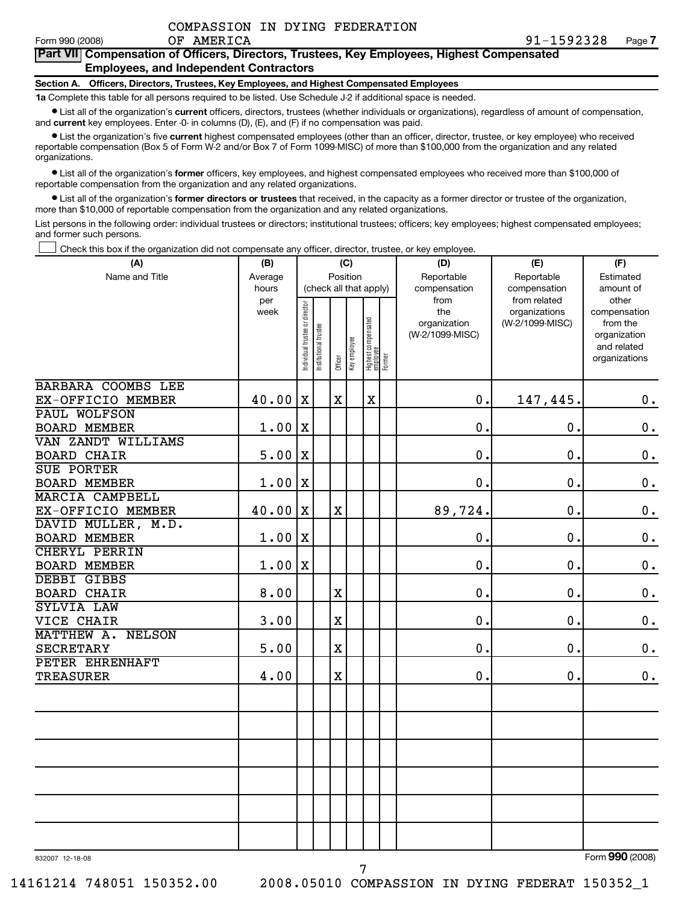COMPASSION IN DYING FEDERATION OF AMERICA 91-1592328

Form 990 (2008)

## Part VII Compensation of Officers, Directors, Trustees, Key Employees, Highest Compensated Employees, and Independent Contractors

### Section A. Officers, Directors, Trustees, Key Employees, and Highest Compensated Employees

**1a** Complete this table for all persons required to be listed. Use Schedule J-2 if additional space is needed.

- List all of the organization's **current** officers, directors, trustees (whether individuals or organizations), regardless of amount of compensation, and **current** key employees. Enter -0- in columns (D), (E), and (F) if no compensation was paid.
- List the organization's five **current** highest compensated employees (other than an officer, director, trustee, or key employee) who received reportable compensation (Box 5 of Form W-2 and/or Box 7 of Form 1099-MISC) of more than $100,000 from the organization and any related organizations.
- List all of the organization's **former** officers, key employees, and highest compensated employees who received more than $100,000 of reportable compensation from the organization and any related organizations.
- List all of the organization's **former directors or trustees** that received, in the capacity as a former director or trustee of the organization, more than $10,000 of reportable compensation from the organization and any related organizations.

List persons in the following order: individual trustees or directors; institutional trustees; officers; key employees; highest compensated employees; and former such persons.

☐ Check this box if the organization did not compensate any officer, director, trustee, or key employee.

| (A) Name and Title | (B) Average hours per week | (C) Position (check all that apply): Individual trustee or director | Institutional trustee | Officer | Key employee | Highest compensated employee | Former | (D) Reportable compensation from the organization (W-2/1099-MISC) | (E) Reportable compensation from related organizations (W-2/1099-MISC) | (F) Estimated amount of other compensation from the organization and related organizations |
|---|---|---|---|---|---|---|---|---|---|---|
| BARBARA COOMBS LEE<br>EX-OFFICIO MEMBER | 40.00 | X | | X | | X | | 0. | 147,445. | 0. |
| PAUL WOLFSON<br>BOARD MEMBER | 1.00 | X | | | | | | 0. | 0. | 0. |
| VAN ZANDT WILLIAMS<br>BOARD CHAIR | 5.00 | X | | | | | | 0. | 0. | 0. |
| SUE PORTER<br>BOARD MEMBER | 1.00 | X | | | | | | 0. | 0. | 0. |
| MARCIA CAMPBELL<br>EX-OFFICIO MEMBER | 40.00 | X | | X | | | | 89,724. | 0. | 0. |
| DAVID MULLER, M.D.<br>BOARD MEMBER | 1.00 | X | | | | | | 0. | 0. | 0. |
| CHERYL PERRIN<br>BOARD MEMBER | 1.00 | X | | | | | | 0. | 0. | 0. |
| DEBBI GIBBS<br>BOARD CHAIR | 8.00 | | | X | | | | 0. | 0. | 0. |
| SYLVIA LAW<br>VICE CHAIR | 3.00 | | | X | | | | 0. | 0. | 0. |
| MATTHEW A. NELSON<br>SECRETARY | 5.00 | | | X | | | | 0. | 0. | 0. |
| PETER EHRENHAFT<br>TREASURER | 4.00 | | | X | | | | 0. | 0. | 0. |

832007 12-18-08

Form **990** (2008)

14161214 748051 150352.00 2008.05010 COMPASSION IN DYING FEDERAT 150352_1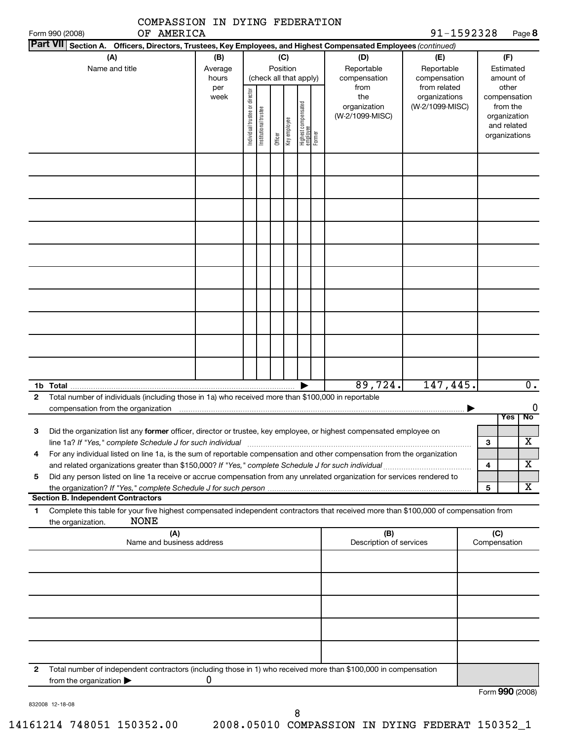Form 990 (2008) COMPASSION IN DYING FEDERATION OF AMERICA 91-1592328 Page **8**

**Part VII Section A. Officers, Directors, Trustees, Key Employees, and Highest Compensated Employees** *(continued)*

| (A) Name and title | (B) Average hours per week | (C) Position (check all that apply) | | | | | | (D) Reportable compensation from the organization (W-2/1099-MISC) | (E) Reportable compensation from related organizations (W-2/1099-MISC) | (F) Estimated amount of other compensation from the organization and related organizations |
|---|---|---|---|---|---|---|---|---|---|---|
| | | Individual trustee or director | Institutional trustee | Officer | Key employee | Highest compensated employee | Former | | | |
| | | | | | | | | | | |
| | | | | | | | | | | |
| | | | | | | | | | | |
| | | | | | | | | | | |
| | | | | | | | | | | |
| | | | | | | | | | | |
| | | | | | | | | | | |
| | | | | | | | | | | |
| | | | | | | | | | | |
| | | | | | | | | | | |
| **1b Total** ▶ | | | | | | | | 89,724. | 147,445. | 0. |

**2** Total number of individuals (including those in 1a) who received more than $100,000 in reportable compensation from the organization ▶ 0

| | | | Yes | No |
|---|---|---|---|---|
| **3** | Did the organization list any **former** officer, director or trustee, key employee, or highest compensated employee on line 1a? *If "Yes," complete Schedule J for such individual* | 3 | | X |
| **4** | For any individual listed on line 1a, is the sum of reportable compensation and other compensation from the organization and related organizations greater than $150,000? *If "Yes," complete Schedule J for such individual* | 4 | | X |
| **5** | Did any person listed on line 1a receive or accrue compensation from any unrelated organization for services rendered to the organization? *If "Yes," complete Schedule J for such person* | 5 | | X |

**Section B. Independent Contractors**

**1** Complete this table for your five highest compensated independent contractors that received more than $100,000 of compensation from the organization. NONE

| (A) Name and business address | (B) Description of services | (C) Compensation |
|---|---|---|
| | | |
| | | |
| | | |
| | | |
| | | |

**2** Total number of independent contractors (including those in 1) who received more than $100,000 in compensation from the organization ▶ 0

Form **990** (2008)

832008 12-18-08

14161214 748051 150352.00 2008.05010 COMPASSION IN DYING FEDERAT 150352_1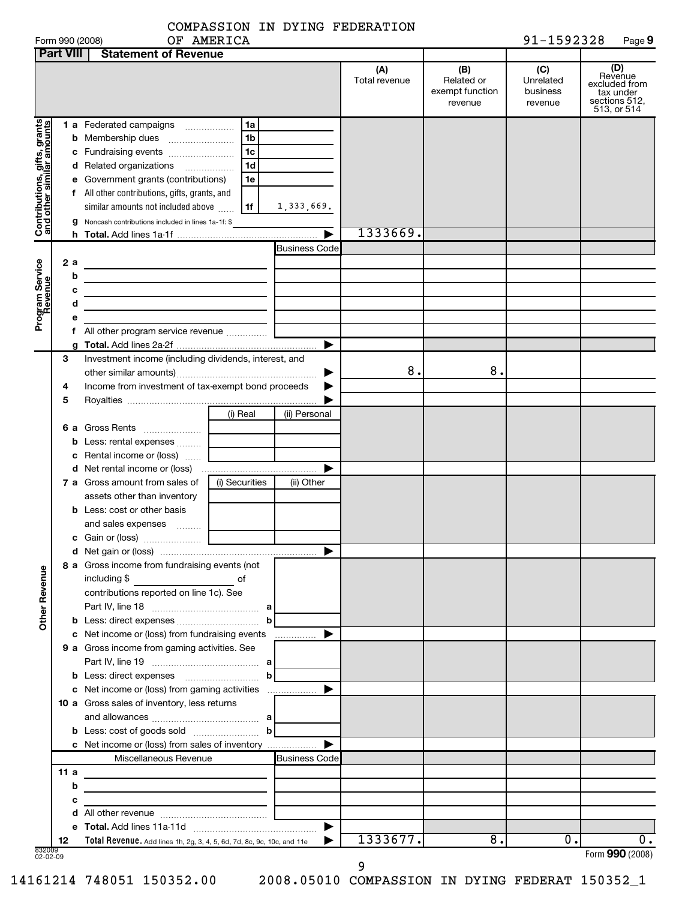COMPASSION IN DYING FEDERATION OF AMERICA

Form 990 (2008) 91-1592328

## Part VIII Statement of Revenue

| | | (A) Total revenue | (B) Related or exempt function revenue | (C) Unrelated business revenue | (D) Revenue excluded from tax under sections 512, 513, or 514 |
|---|---|---|---|---|---|
| **Contributions, gifts, grants and other similar amounts** | | | | | |
| 1 a Federated campaigns | 1a | | | | |
| b Membership dues | 1b | | | | |
| c Fundraising events | 1c | | | | |
| d Related organizations | 1d | | | | |
| e Government grants (contributions) | 1e | | | | |
| f All other contributions, gifts, grants, and similar amounts not included above | 1f 1,333,669. | | | | |
| g Noncash contributions included in lines 1a-1f: $ | | | | | |
| h **Total.** Add lines 1a-1f | ▶ | 1333669. | | | |
| **Program Service Revenue** | Business Code | | | | |
| 2 a | | | | | |
| b | | | | | |
| c | | | | | |
| d | | | | | |
| e | | | | | |
| f All other program service revenue | | | | | |
| g **Total.** Add lines 2a-2f | ▶ | | | | |
| **Other Revenue** | | | | | |
| 3 Investment income (including dividends, interest, and other similar amounts) | ▶ | 8. | 8. | | |
| 4 Income from investment of tax-exempt bond proceeds | ▶ | | | | |
| 5 Royalties | ▶ | | | | |
| | (i) Real / (ii) Personal | | | | |
| 6 a Gross Rents | | | | | |
| b Less: rental expenses | | | | | |
| c Rental income or (loss) | | | | | |
| d Net rental income or (loss) | ▶ | | | | |
| 7 a Gross amount from sales of assets other than inventory | (i) Securities / (ii) Other | | | | |
| b Less: cost or other basis and sales expenses | | | | | |
| c Gain or (loss) | | | | | |
| d Net gain or (loss) | ▶ | | | | |
| 8 a Gross income from fundraising events (not including $ of contributions reported on line 1c). See Part IV, line 18 | a | | | | |
| b Less: direct expenses | b | | | | |
| c Net income or (loss) from fundraising events | ▶ | | | | |
| 9 a Gross income from gaming activities. See Part IV, line 19 | a | | | | |
| b Less: direct expenses | b | | | | |
| c Net income or (loss) from gaming activities | ▶ | | | | |
| 10 a Gross sales of inventory, less returns and allowances | a | | | | |
| b Less: cost of goods sold | b | | | | |
| c Net income or (loss) from sales of inventory | ▶ | | | | |
| Miscellaneous Revenue | Business Code | | | | |
| 11 a | | | | | |
| b | | | | | |
| c | | | | | |
| d All other revenue | | | | | |
| e **Total.** Add lines 11a-11d | ▶ | | | | |
| 12 **Total Revenue.** Add lines 1h, 2g, 3, 4, 5, 6d, 7d, 8c, 9c, 10c, and 11e | ▶ | 1333677. | 8. | 0. | 0. |

832009 02-02-09

Form **990** (2008)

14161214 748051 150352.00 2008.05010 COMPASSION IN DYING FEDERAT 150352_1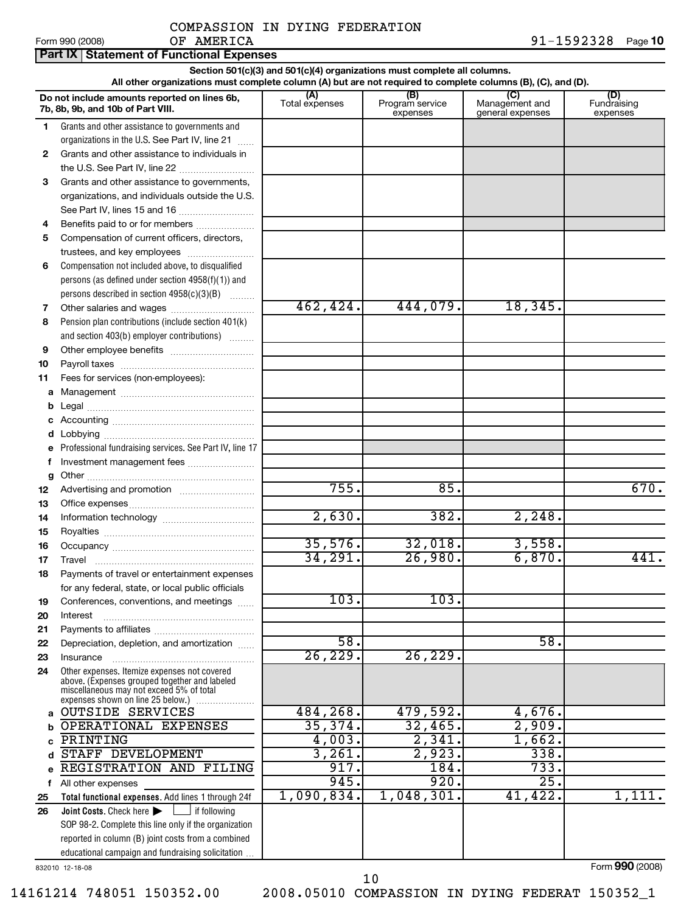Form 990 (2008) COMPASSION IN DYING FEDERATION OF AMERICA 91-1592328 Page **10**

## Part IX Statement of Functional Expenses

**Section 501(c)(3) and 501(c)(4) organizations must complete all columns.**
**All other organizations must complete column (A) but are not required to complete columns (B), (C), and (D).**

| | Do not include amounts reported on lines 6b, 7b, 8b, 9b, and 10b of Part VIII. | (A) Total expenses | (B) Program service expenses | (C) Management and general expenses | (D) Fundraising expenses |
|---|---|---|---|---|---|
| 1 | Grants and other assistance to governments and organizations in the U.S. See Part IV, line 21 | | | | |
| 2 | Grants and other assistance to individuals in the U.S. See Part IV, line 22 | | | | |
| 3 | Grants and other assistance to governments, organizations, and individuals outside the U.S. See Part IV, lines 15 and 16 | | | | |
| 4 | Benefits paid to or for members | | | | |
| 5 | Compensation of current officers, directors, trustees, and key employees | | | | |
| 6 | Compensation not included above, to disqualified persons (as defined under section 4958(f)(1)) and persons described in section 4958(c)(3)(B) | | | | |
| 7 | Other salaries and wages | 462,424. | 444,079. | 18,345. | |
| 8 | Pension plan contributions (include section 401(k) and section 403(b) employer contributions) | | | | |
| 9 | Other employee benefits | | | | |
| 10 | Payroll taxes | | | | |
| 11 | Fees for services (non-employees): | | | | |
| a | Management | | | | |
| b | Legal | | | | |
| c | Accounting | | | | |
| d | Lobbying | | | | |
| e | Professional fundraising services. See Part IV, line 17 | | | | |
| f | Investment management fees | | | | |
| g | Other | | | | |
| 12 | Advertising and promotion | 755. | 85. | | 670. |
| 13 | Office expenses | | | | |
| 14 | Information technology | 2,630. | 382. | 2,248. | |
| 15 | Royalties | | | | |
| 16 | Occupancy | 35,576. | 32,018. | 3,558. | |
| 17 | Travel | 34,291. | 26,980. | 6,870. | 441. |
| 18 | Payments of travel or entertainment expenses for any federal, state, or local public officials | | | | |
| 19 | Conferences, conventions, and meetings | 103. | 103. | | |
| 20 | Interest | | | | |
| 21 | Payments to affiliates | | | | |
| 22 | Depreciation, depletion, and amortization | 58. | | 58. | |
| 23 | Insurance | 26,229. | 26,229. | | |
| 24 | Other expenses. Itemize expenses not covered above. (Expenses grouped together and labeled miscellaneous may not exceed 5% of total expenses shown on line 25 below.) | | | | |
| a | OUTSIDE SERVICES | 484,268. | 479,592. | 4,676. | |
| b | OPERATIONAL EXPENSES | 35,374. | 32,465. | 2,909. | |
| c | PRINTING | 4,003. | 2,341. | 1,662. | |
| d | STAFF DEVELOPMENT | 3,261. | 2,923. | 338. | |
| e | REGISTRATION AND FILING | 917. | 184. | 733. | |
| f | All other expenses | 945. | 920. | 25. | |
| 25 | **Total functional expenses.** Add lines 1 through 24f | 1,090,834. | 1,048,301. | 41,422. | 1,111. |
| 26 | **Joint Costs.** Check here ☐ if following SOP 98-2. Complete this line only if the organization reported in column (B) joint costs from a combined educational campaign and fundraising solicitation | | | | |

832010 12-18-08

Form **990** (2008)

14161214 748051 150352.00 2008.05010 COMPASSION IN DYING FEDERAT 150352_1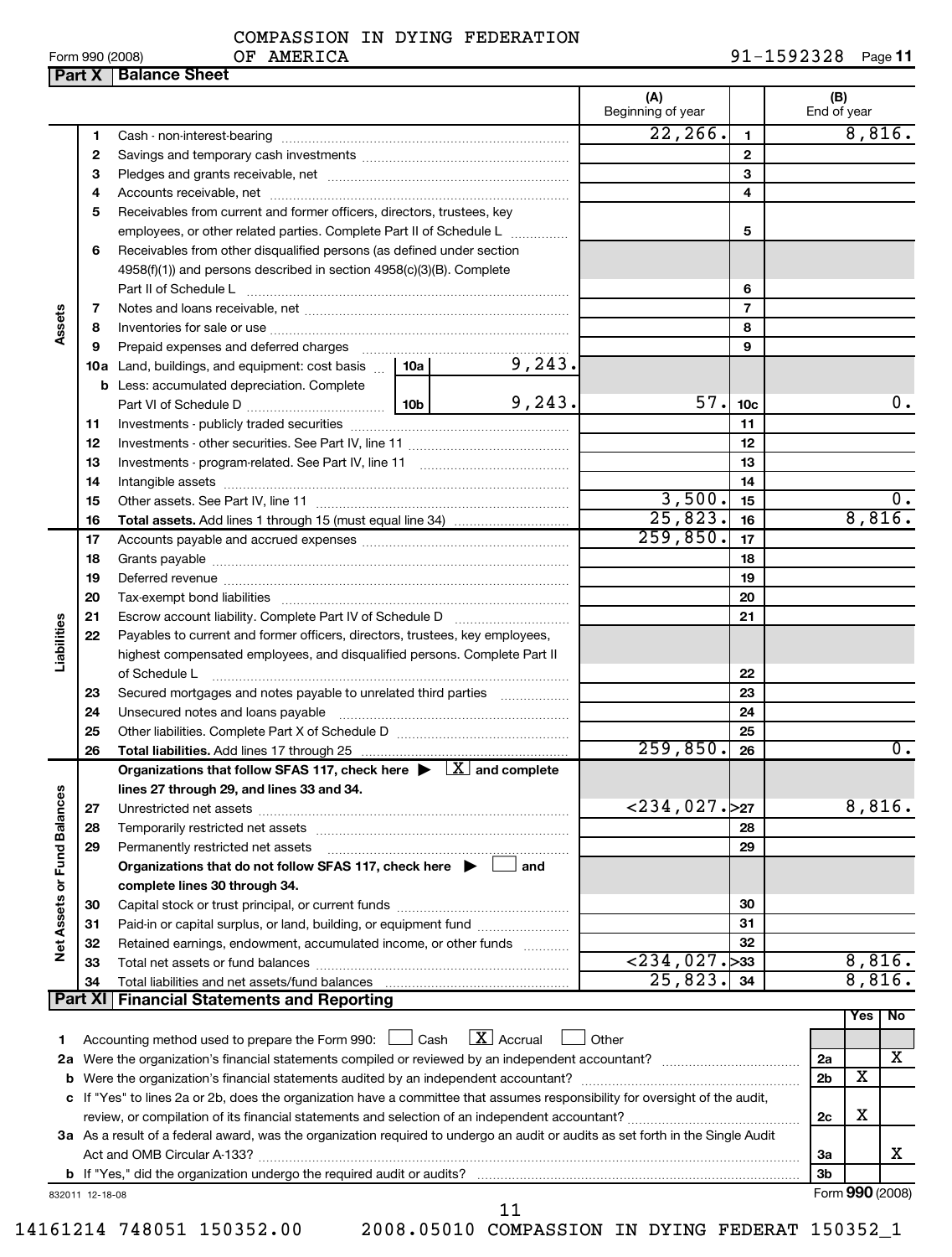Form 990 (2008) COMPASSION IN DYING FEDERATION OF AMERICA 91-1592328 Page 11

## Part X Balance Sheet

| | | | | (A) Beginning of year | | (B) End of year |
|---|---|---|---|---|---|---|
| Assets | 1 | Cash - non-interest-bearing | | 22,266. | 1 | 8,816. |
| | 2 | Savings and temporary cash investments | | | 2 | |
| | 3 | Pledges and grants receivable, net | | | 3 | |
| | 4 | Accounts receivable, net | | | 4 | |
| | 5 | Receivables from current and former officers, directors, trustees, key employees, or other related parties. Complete Part II of Schedule L | | | 5 | |
| | 6 | Receivables from other disqualified persons (as defined under section 4958(f)(1)) and persons described in section 4958(c)(3)(B). Complete Part II of Schedule L | | | 6 | |
| | 7 | Notes and loans receivable, net | | | 7 | |
| | 8 | Inventories for sale or use | | | 8 | |
| | 9 | Prepaid expenses and deferred charges | | | 9 | |
| | 10a | Land, buildings, and equipment: cost basis | 10a 9,243. | | | |
| | b | Less: accumulated depreciation. Complete Part VI of Schedule D | 10b 9,243. | 57. | 10c | 0. |
| | 11 | Investments - publicly traded securities | | | 11 | |
| | 12 | Investments - other securities. See Part IV, line 11 | | | 12 | |
| | 13 | Investments - program-related. See Part IV, line 11 | | | 13 | |
| | 14 | Intangible assets | | | 14 | |
| | 15 | Other assets. See Part IV, line 11 | | 3,500. | 15 | 0. |
| | 16 | **Total assets.** Add lines 1 through 15 (must equal line 34) | | 25,823. | 16 | 8,816. |
| Liabilities | 17 | Accounts payable and accrued expenses | | 259,850. | 17 | |
| | 18 | Grants payable | | | 18 | |
| | 19 | Deferred revenue | | | 19 | |
| | 20 | Tax-exempt bond liabilities | | | 20 | |
| | 21 | Escrow account liability. Complete Part IV of Schedule D | | | 21 | |
| | 22 | Payables to current and former officers, directors, trustees, key employees, highest compensated employees, and disqualified persons. Complete Part II of Schedule L | | | 22 | |
| | 23 | Secured mortgages and notes payable to unrelated third parties | | | 23 | |
| | 24 | Unsecured notes and loans payable | | | 24 | |
| | 25 | Other liabilities. Complete Part X of Schedule D | | | 25 | |
| | 26 | **Total liabilities.** Add lines 17 through 25 | | 259,850. | 26 | 0. |
| Net Assets or Fund Balances | | **Organizations that follow SFAS 117, check here ▶ [X] and complete lines 27 through 29, and lines 33 and 34.** | | | | |
| | 27 | Unrestricted net assets | | <234,027.> | 27 | 8,816. |
| | 28 | Temporarily restricted net assets | | | 28 | |
| | 29 | Permanently restricted net assets | | | 29 | |
| | | **Organizations that do not follow SFAS 117, check here ▶ [ ] and complete lines 30 through 34.** | | | | |
| | 30 | Capital stock or trust principal, or current funds | | | 30 | |
| | 31 | Paid-in or capital surplus, or land, building, or equipment fund | | | 31 | |
| | 32 | Retained earnings, endowment, accumulated income, or other funds | | | 32 | |
| | 33 | Total net assets or fund balances | | <234,027.> | 33 | 8,816. |
| | 34 | Total liabilities and net assets/fund balances | | 25,823. | 34 | 8,816. |

## Part XI Financial Statements and Reporting

| | | | Yes | No |
|---|---|---|---|---|
| 1 | Accounting method used to prepare the Form 990: [ ] Cash [X] Accrual [ ] Other | | | |
| 2a | Were the organization's financial statements compiled or reviewed by an independent accountant? | 2a | | X |
| b | Were the organization's financial statements audited by an independent accountant? | 2b | X | |
| c | If "Yes" to lines 2a or 2b, does the organization have a committee that assumes responsibility for oversight of the audit, review, or compilation of its financial statements and selection of an independent accountant? | 2c | X | |
| 3a | As a result of a federal award, was the organization required to undergo an audit or audits as set forth in the Single Audit Act and OMB Circular A-133? | 3a | | X |
| b | If "Yes," did the organization undergo the required audit or audits? | 3b | | |

832011 12-18-08 Form 990 (2008)

14161214 748051 150352.00 2008.05010 COMPASSION IN DYING FEDERAT 150352_1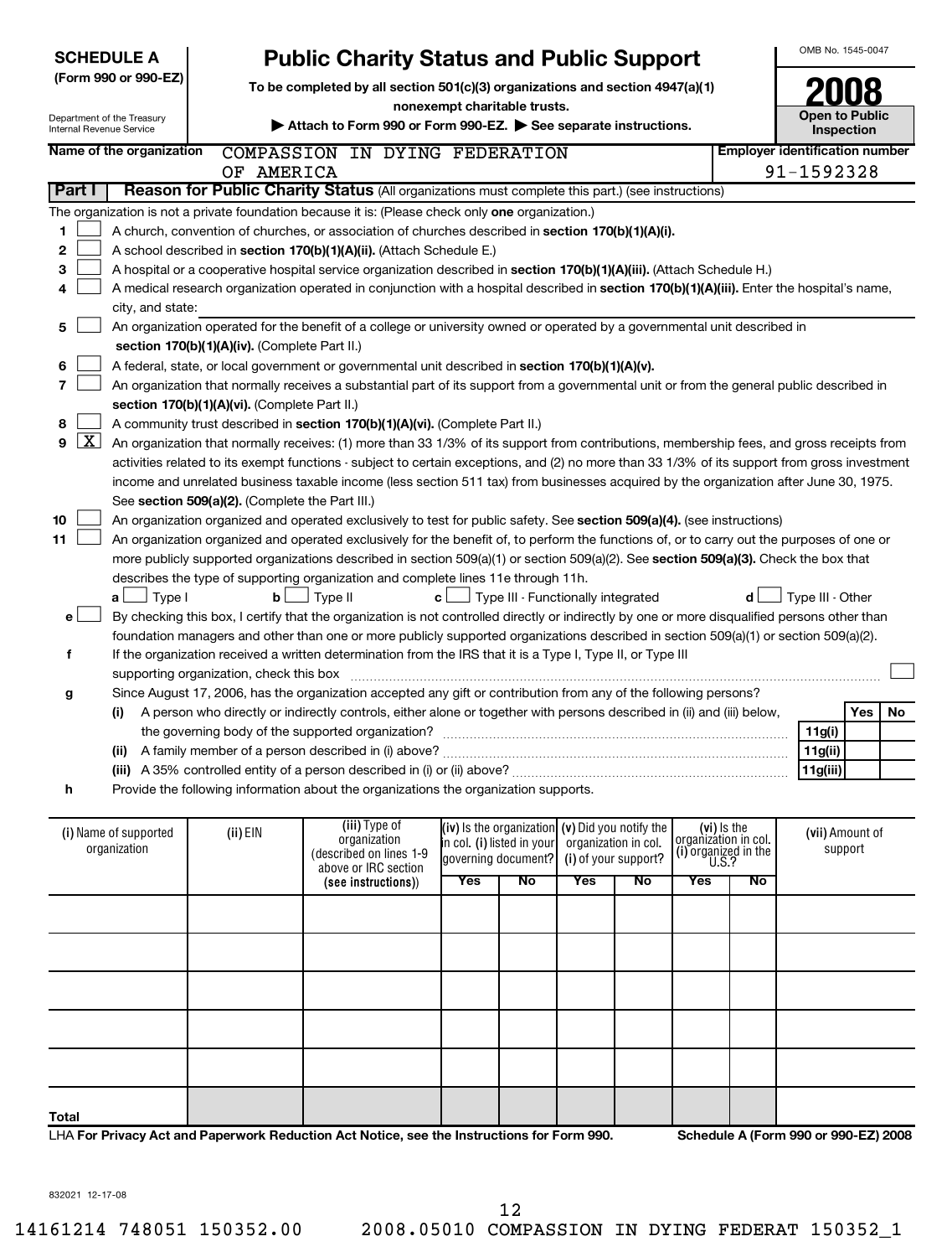**SCHEDULE A**
**(Form 990 or 990-EZ)**

Department of the Treasury
Internal Revenue Service

# Public Charity Status and Public Support

**To be completed by all section 501(c)(3) organizations and section 4947(a)(1) nonexempt charitable trusts.**

▶ **Attach to Form 990 or Form 990-EZ.** ▶ **See separate instructions.**

OMB No. 1545-0047

**2008**

**Open to Public Inspection**

**Name of the organization:** COMPASSION IN DYING FEDERATION OF AMERICA

**Employer identification number:** 91-1592328

**Part I** **Reason for Public Charity Status** (All organizations must complete this part.) (see instructions)

The organization is not a private foundation because it is: (Please check only **one** organization.)

1 ☐ A church, convention of churches, or association of churches described in **section 170(b)(1)(A)(i).**

2 ☐ A school described in **section 170(b)(1)(A)(ii).** (Attach Schedule E.)

3 ☐ A hospital or a cooperative hospital service organization described in **section 170(b)(1)(A)(iii).** (Attach Schedule H.)

4 ☐ A medical research organization operated in conjunction with a hospital described in **section 170(b)(1)(A)(iii).** Enter the hospital's name, city, and state:

5 ☐ An organization operated for the benefit of a college or university owned or operated by a governmental unit described in **section 170(b)(1)(A)(iv).** (Complete Part II.)

6 ☐ A federal, state, or local government or governmental unit described in **section 170(b)(1)(A)(v).**

7 ☐ An organization that normally receives a substantial part of its support from a governmental unit or from the general public described in **section 170(b)(1)(A)(vi).** (Complete Part II.)

8 ☐ A community trust described in **section 170(b)(1)(A)(vi).** (Complete Part II.)

9 ☒ An organization that normally receives: (1) more than 33 1/3% of its support from contributions, membership fees, and gross receipts from activities related to its exempt functions - subject to certain exceptions, and (2) no more than 33 1/3% of its support from gross investment income and unrelated business taxable income (less section 511 tax) from businesses acquired by the organization after June 30, 1975. See **section 509(a)(2).** (Complete the Part III.)

10 ☐ An organization organized and operated exclusively to test for public safety. See **section 509(a)(4).** (see instructions)

11 ☐ An organization organized and operated exclusively for the benefit of, to perform the functions of, or to carry out the purposes of one or more publicly supported organizations described in section 509(a)(1) or section 509(a)(2). See **section 509(a)(3).** Check the box that describes the type of supporting organization and complete lines 11e through 11h.

a ☐ Type I  b ☐ Type II  c ☐ Type III - Functionally integrated  d ☐ Type III - Other

e ☐ By checking this box, I certify that the organization is not controlled directly or indirectly by one or more disqualified persons other than foundation managers and other than one or more publicly supported organizations described in section 509(a)(1) or section 509(a)(2).

f If the organization received a written determination from the IRS that it is a Type I, Type II, or Type III supporting organization, check this box ☐

g Since August 17, 2006, has the organization accepted any gift or contribution from any of the following persons?

| | | | Yes | No |
|---|---|---|---|---|
| (i) | A person who directly or indirectly controls, either alone or together with persons described in (ii) and (iii) below, the governing body of the supported organization? | 11g(i) | | |
| (ii) | A family member of a person described in (i) above? | 11g(ii) | | |
| (iii) | A 35% controlled entity of a person described in (i) or (ii) above? | 11g(iii) | | |

h Provide the following information about the organizations the organization supports.

| (i) Name of supported organization | (ii) EIN | (iii) Type of organization (described on lines 1-9 above or IRC section (see instructions)) | (iv) Is the organization in col. (i) listed in your governing document? | | (v) Did you notify the organization in col. (i) of your support? | | (vi) Is the organization in col. (i) organized in the U.S.? | | (vii) Amount of support |
|---|---|---|---|---|---|---|---|---|---|
| | | | Yes | No | Yes | No | Yes | No | |
| | | | | | | | | | |
| | | | | | | | | | |
| | | | | | | | | | |
| | | | | | | | | | |
| | | | | | | | | | |
| Total | | | | | | | | | |

LHA **For Privacy Act and Paperwork Reduction Act Notice, see the Instructions for Form 990.** **Schedule A (Form 990 or 990-EZ) 2008**

832021 12-17-08

14161214 748051 150352.00 2008.05010 COMPASSION IN DYING FEDERAT 150352_1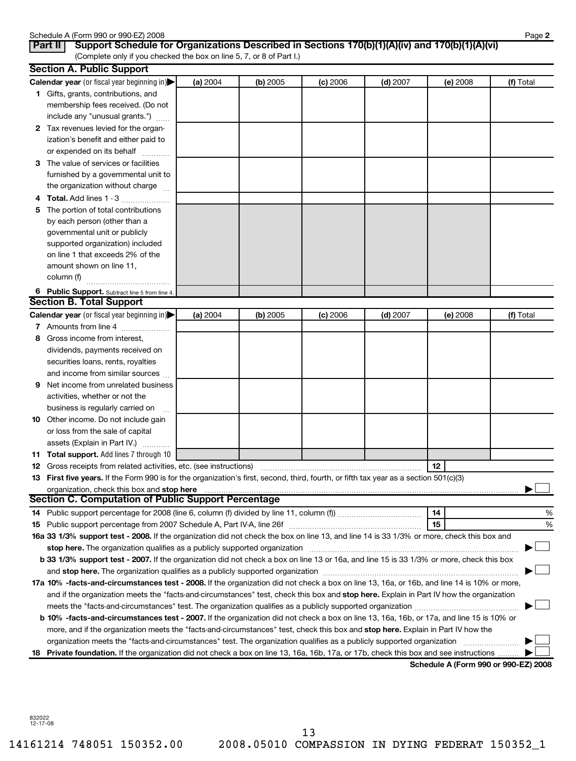Schedule A (Form 990 or 990-EZ) 2008 Page **2**

**Part II** **Support Schedule for Organizations Described in Sections 170(b)(1)(A)(iv) and 170(b)(1)(A)(vi)**
(Complete only if you checked the box on line 5, 7, or 8 of Part I.)

## Section A. Public Support

| Calendar year (or fiscal year beginning in) ▶ | (a) 2004 | (b) 2005 | (c) 2006 | (d) 2007 | (e) 2008 | (f) Total |
|---|---|---|---|---|---|---|
| **1** Gifts, grants, contributions, and membership fees received. (Do not include any "unusual grants.") | | | | | | |
| **2** Tax revenues levied for the organization's benefit and either paid to or expended on its behalf | | | | | | |
| **3** The value of services or facilities furnished by a governmental unit to the organization without charge | | | | | | |
| **4 Total.** Add lines 1 - 3 | | | | | | |
| **5** The portion of total contributions by each person (other than a governmental unit or publicly supported organization) included on line 1 that exceeds 2% of the amount shown on line 11, column (f) | | | | | | |
| **6 Public Support.** Subtract line 5 from line 4. | | | | | | |

## Section B. Total Support

| Calendar year (or fiscal year beginning in) ▶ | (a) 2004 | (b) 2005 | (c) 2006 | (d) 2007 | (e) 2008 | (f) Total |
|---|---|---|---|---|---|---|
| **7** Amounts from line 4 | | | | | | |
| **8** Gross income from interest, dividends, payments received on securities loans, rents, royalties and income from similar sources | | | | | | |
| **9** Net income from unrelated business activities, whether or not the business is regularly carried on | | | | | | |
| **10** Other income. Do not include gain or loss from the sale of capital assets (Explain in Part IV.) | | | | | | |
| **11 Total support.** Add lines 7 through 10 | | | | | | |

**12** Gross receipts from related activities, etc. (see instructions) **12**

**13 First five years.** If the Form 990 is for the organization's first, second, third, fourth, or fifth tax year as a section 501(c)(3) organization, check this box and **stop here** ▶ ☐

## Section C. Computation of Public Support Percentage

**14** Public support percentage for 2008 (line 6, column (f) divided by line 11, column (f)) **14** %

**15** Public support percentage from 2007 Schedule A, Part IV-A, line 26f **15** %

**16a 33 1/3% support test - 2008.** If the organization did not check the box on line 13, and line 14 is 33 1/3% or more, check this box and **stop here.** The organization qualifies as a publicly supported organization ▶ ☐

**b 33 1/3% support test - 2007.** If the organization did not check a box on line 13 or 16a, and line 15 is 33 1/3% or more, check this box and **stop here.** The organization qualifies as a publicly supported organization ▶ ☐

**17a 10% -facts-and-circumstances test - 2008.** If the organization did not check a box on line 13, 16a, or 16b, and line 14 is 10% or more, and if the organization meets the "facts-and-circumstances" test, check this box and **stop here.** Explain in Part IV how the organization meets the "facts-and-circumstances" test. The organization qualifies as a publicly supported organization ▶ ☐

**b 10% -facts-and-circumstances test - 2007.** If the organization did not check a box on line 13, 16a, 16b, or 17a, and line 15 is 10% or more, and if the organization meets the "facts-and-circumstances" test, check this box and **stop here.** Explain in Part IV how the organization meets the "facts-and-circumstances" test. The organization qualifies as a publicly supported organization ▶ ☐

**18 Private foundation.** If the organization did not check a box on line 13, 16a, 16b, 17a, or 17b, check this box and see instructions ▶ ☐

**Schedule A (Form 990 or 990-EZ) 2008**

832022
12-17-08

14161214 748051 150352.00 2008.05010 COMPASSION IN DYING FEDERAT 150352_1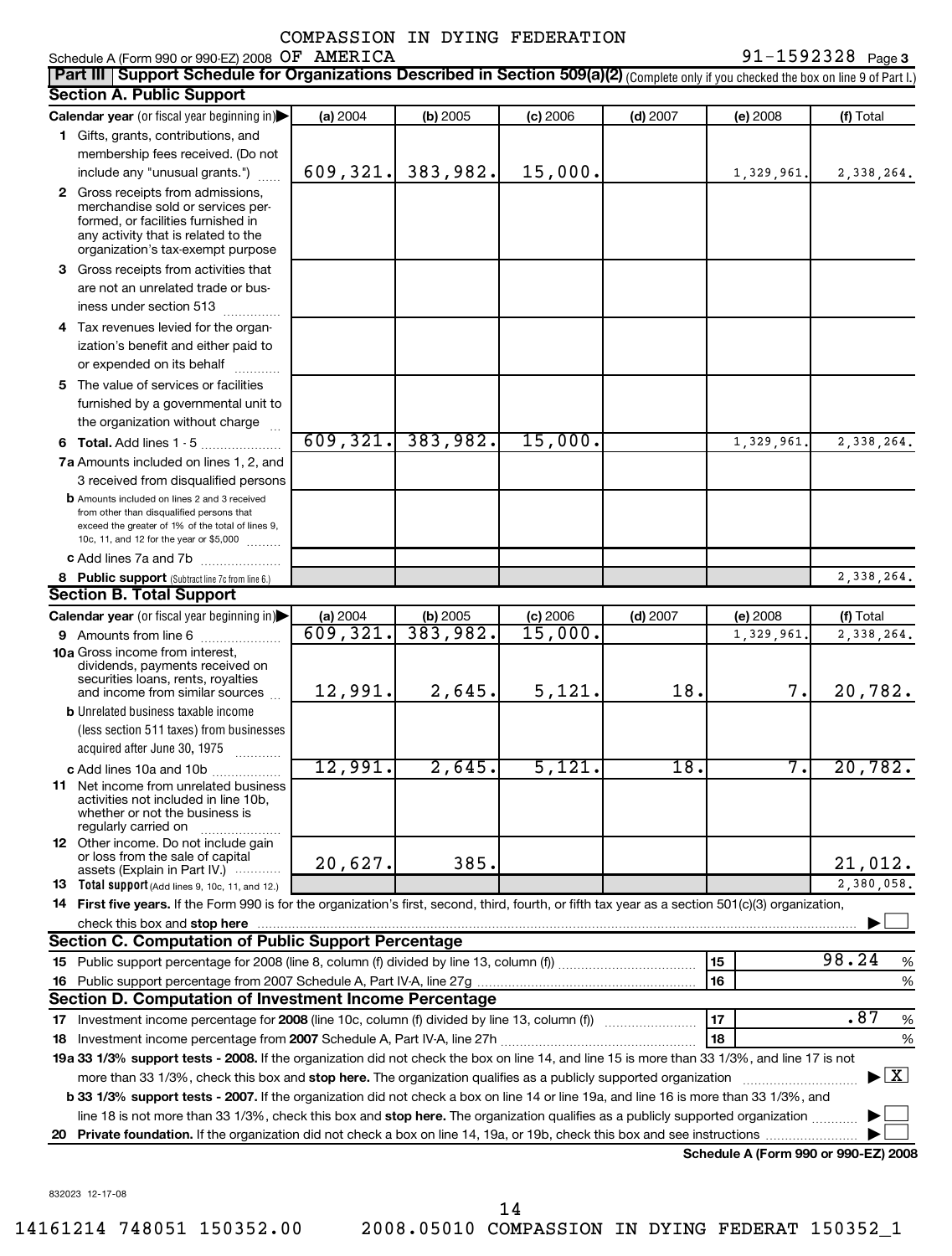COMPASSION IN DYING FEDERATION

Schedule A (Form 990 or 990-EZ) 2008 OF AMERICA 91-1592328 Page 3

**Part III Support Schedule for Organizations Described in Section 509(a)(2)** (Complete only if you checked the box on line 9 of Part I.)

## Section A. Public Support

| Calendar year (or fiscal year beginning in) | (a) 2004 | (b) 2005 | (c) 2006 | (d) 2007 | (e) 2008 | (f) Total |
|---|---|---|---|---|---|---|
| **1** Gifts, grants, contributions, and membership fees received. (Do not include any "unusual grants.") | 609,321. | 383,982. | 15,000. | | 1,329,961. | 2,338,264. |
| **2** Gross receipts from admissions, merchandise sold or services performed, or facilities furnished in any activity that is related to the organization's tax-exempt purpose | | | | | | |
| **3** Gross receipts from activities that are not an unrelated trade or business under section 513 | | | | | | |
| **4** Tax revenues levied for the organization's benefit and either paid to or expended on its behalf | | | | | | |
| **5** The value of services or facilities furnished by a governmental unit to the organization without charge | | | | | | |
| **6 Total.** Add lines 1 - 5 | 609,321. | 383,982. | 15,000. | | 1,329,961. | 2,338,264. |
| **7a** Amounts included on lines 1, 2, and 3 received from disqualified persons | | | | | | |
| **b** Amounts included on lines 2 and 3 received from other than disqualified persons that exceed the greater of 1% of the total of lines 9, 10c, 11, and 12 for the year or $5,000 | | | | | | |
| **c** Add lines 7a and 7b | | | | | | |
| **8 Public support** (Subtract line 7c from line 6.) | | | | | | 2,338,264. |

## Section B. Total Support

| Calendar year (or fiscal year beginning in) | (a) 2004 | (b) 2005 | (c) 2006 | (d) 2007 | (e) 2008 | (f) Total |
|---|---|---|---|---|---|---|
| **9** Amounts from line 6 | 609,321. | 383,982. | 15,000. | | 1,329,961. | 2,338,264. |
| **10a** Gross income from interest, dividends, payments received on securities loans, rents, royalties and income from similar sources | 12,991. | 2,645. | 5,121. | 18. | 7. | 20,782. |
| **b** Unrelated business taxable income (less section 511 taxes) from businesses acquired after June 30, 1975 | | | | | | |
| **c** Add lines 10a and 10b | 12,991. | 2,645. | 5,121. | 18. | 7. | 20,782. |
| **11** Net income from unrelated business activities not included in line 10b, whether or not the business is regularly carried on | | | | | | |
| **12** Other income. Do not include gain or loss from the sale of capital assets (Explain in Part IV.) | 20,627. | 385. | | | | 21,012. |
| **13 Total support** (Add lines 9, 10c, 11, and 12.) | | | | | | 2,380,058. |

**14 First five years.** If the Form 990 is for the organization's first, second, third, fourth, or fifth tax year as a section 501(c)(3) organization, check this box and **stop here** ☐

## Section C. Computation of Public Support Percentage

| | | |
|---|---|---|
| **15** Public support percentage for 2008 (line 8, column (f) divided by line 13, column (f)) | 15 | 98.24 % |
| **16** Public support percentage from 2007 Schedule A, Part IV-A, line 27g | 16 | % |

## Section D. Computation of Investment Income Percentage

| | | |
|---|---|---|
| **17** Investment income percentage for **2008** (line 10c, column (f) divided by line 13, column (f)) | 17 | .87 % |
| **18** Investment income percentage from **2007** Schedule A, Part IV-A, line 27h | 18 | % |

**19a 33 1/3% support tests - 2008.** If the organization did not check the box on line 14, and line 15 is more than 33 1/3%, and line 17 is not more than 33 1/3%, check this box and **stop here.** The organization qualifies as a publicly supported organization ☒

**b 33 1/3% support tests - 2007.** If the organization did not check a box on line 14 or line 19a, and line 16 is more than 33 1/3%, and line 18 is not more than 33 1/3%, check this box and **stop here.** The organization qualifies as a publicly supported organization ☐

**20 Private foundation.** If the organization did not check a box on line 14, 19a, or 19b, check this box and see instructions ☐

**Schedule A (Form 990 or 990-EZ) 2008**

832023 12-17-08

14161214 748051 150352.00 2008.05010 COMPASSION IN DYING FEDERAT 150352_1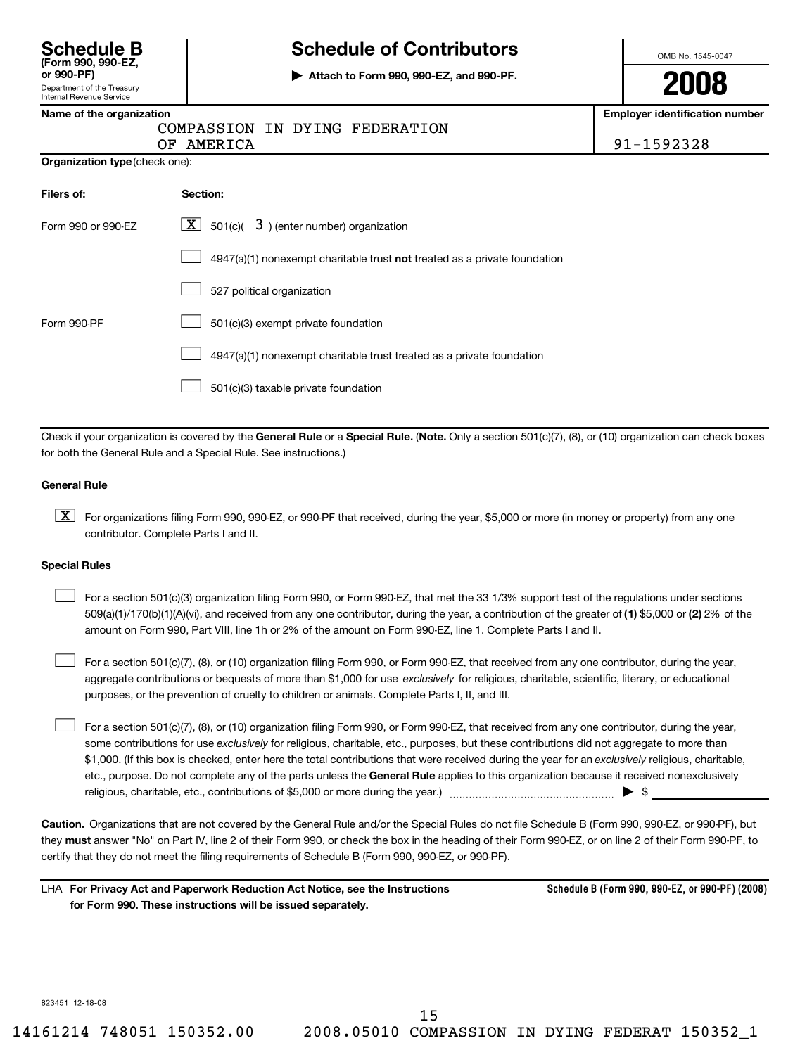**Schedule B**
**(Form 990, 990-EZ, or 990-PF)**
Department of the Treasury
Internal Revenue Service

# Schedule of Contributors

▶ **Attach to Form 990, 990-EZ, and 990-PF.**

OMB No. 1545-0047

**2008**

**Name of the organization**
COMPASSION IN DYING FEDERATION
OF AMERICA

**Employer identification number**
91-1592328

**Organization type** (check one):

| **Filers of:** | **Section:** |
|---|---|
| Form 990 or 990-EZ | [X] 501(c)( 3 ) (enter number) organization |
| | [ ] 4947(a)(1) nonexempt charitable trust **not** treated as a private foundation |
| | [ ] 527 political organization |
| Form 990-PF | [ ] 501(c)(3) exempt private foundation |
| | [ ] 4947(a)(1) nonexempt charitable trust treated as a private foundation |
| | [ ] 501(c)(3) taxable private foundation |

Check if your organization is covered by the **General Rule** or a **Special Rule.** (**Note.** Only a section 501(c)(7), (8), or (10) organization can check boxes for both the General Rule and a Special Rule. See instructions.)

**General Rule**

[X] For organizations filing Form 990, 990-EZ, or 990-PF that received, during the year, $5,000 or more (in money or property) from any one contributor. Complete Parts I and II.

**Special Rules**

[ ] For a section 501(c)(3) organization filing Form 990, or Form 990-EZ, that met the 33 1/3% support test of the regulations under sections 509(a)(1)/170(b)(1)(A)(vi), and received from any one contributor, during the year, a contribution of the greater of **(1)** $5,000 or **(2)** 2% of the amount on Form 990, Part VIII, line 1h or 2% of the amount on Form 990-EZ, line 1. Complete Parts I and II.

[ ] For a section 501(c)(7), (8), or (10) organization filing Form 990, or Form 990-EZ, that received from any one contributor, during the year, aggregate contributions or bequests of more than $1,000 for use *exclusively* for religious, charitable, scientific, literary, or educational purposes, or the prevention of cruelty to children or animals. Complete Parts I, II, and III.

[ ] For a section 501(c)(7), (8), or (10) organization filing Form 990, or Form 990-EZ, that received from any one contributor, during the year, some contributions for use *exclusively* for religious, charitable, etc., purposes, but these contributions did not aggregate to more than $1,000. (If this box is checked, enter here the total contributions that were received during the year for an *exclusively* religious, charitable, etc., purpose. Do not complete any of the parts unless the **General Rule** applies to this organization because it received nonexclusively religious, charitable, etc., contributions of $5,000 or more during the year.) ▶ $

**Caution.** Organizations that are not covered by the General Rule and/or the Special Rules do not file Schedule B (Form 990, 990-EZ, or 990-PF), but they **must** answer "No" on Part IV, line 2 of their Form 990, or check the box in the heading of their Form 990-EZ, or on line 2 of their Form 990-PF, to certify that they do not meet the filing requirements of Schedule B (Form 990, 990-EZ, or 990-PF).

LHA **For Privacy Act and Paperwork Reduction Act Notice, see the Instructions for Form 990. These instructions will be issued separately.**

**Schedule B (Form 990, 990-EZ, or 990-PF) (2008)**

823451 12-18-08

14161214 748051 150352.00 2008.05010 COMPASSION IN DYING FEDERAT 150352_1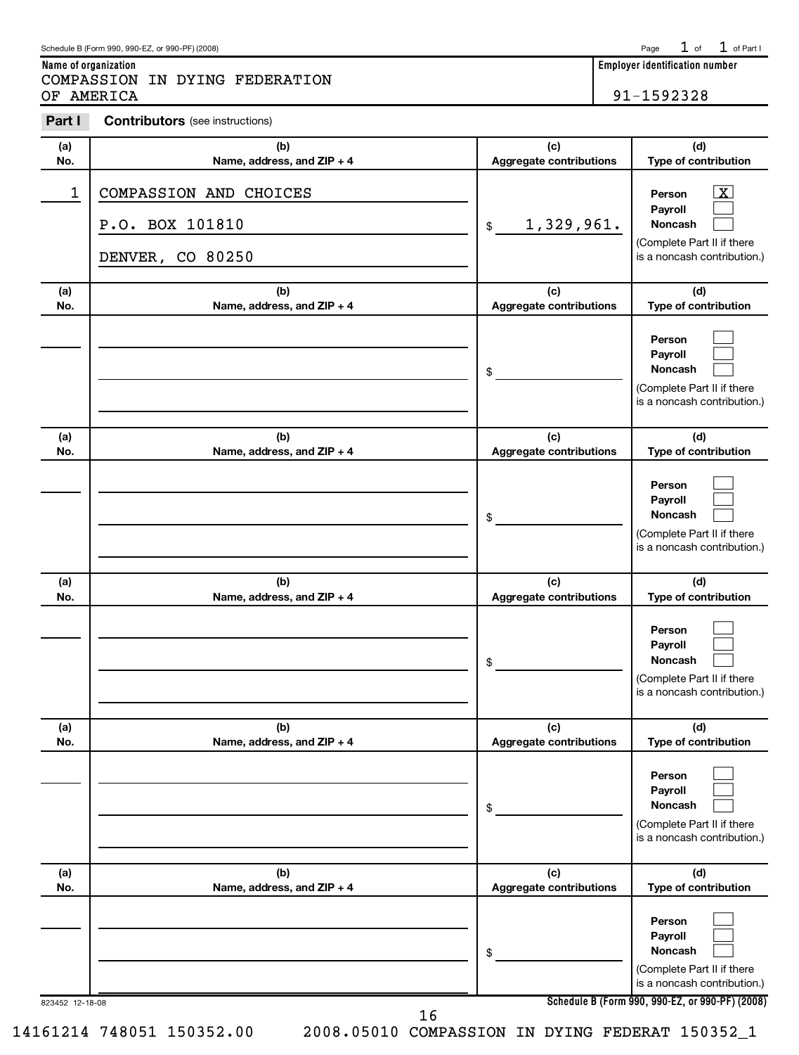Schedule B (Form 990, 990-EZ, or 990-PF) (2008)

**Name of organization**
COMPASSION IN DYING FEDERATION OF AMERICA

**Employer identification number**
91-1592328

## Part I Contributors (see instructions)

| (a) No. | (b) Name, address, and ZIP + 4 | (c) Aggregate contributions | (d) Type of contribution |
|---|---|---|---|
| 1 | COMPASSION AND CHOICES<br>P.O. BOX 101810<br>DENVER, CO 80250 | $ 1,329,961. | Person [X]<br>Payroll [ ]<br>Noncash [ ]<br>(Complete Part II if there is a noncash contribution.) |
| | | $ | Person [ ]<br>Payroll [ ]<br>Noncash [ ]<br>(Complete Part II if there is a noncash contribution.) |
| | | $ | Person [ ]<br>Payroll [ ]<br>Noncash [ ]<br>(Complete Part II if there is a noncash contribution.) |
| | | $ | Person [ ]<br>Payroll [ ]<br>Noncash [ ]<br>(Complete Part II if there is a noncash contribution.) |
| | | $ | Person [ ]<br>Payroll [ ]<br>Noncash [ ]<br>(Complete Part II if there is a noncash contribution.) |
| | | $ | Person [ ]<br>Payroll [ ]<br>Noncash [ ]<br>(Complete Part II if there is a noncash contribution.) |

823452 12-18-08

Schedule B (Form 990, 990-EZ, or 990-PF) (2008)

14161214 748051 150352.00 2008.05010 COMPASSION IN DYING FEDERAT 150352_1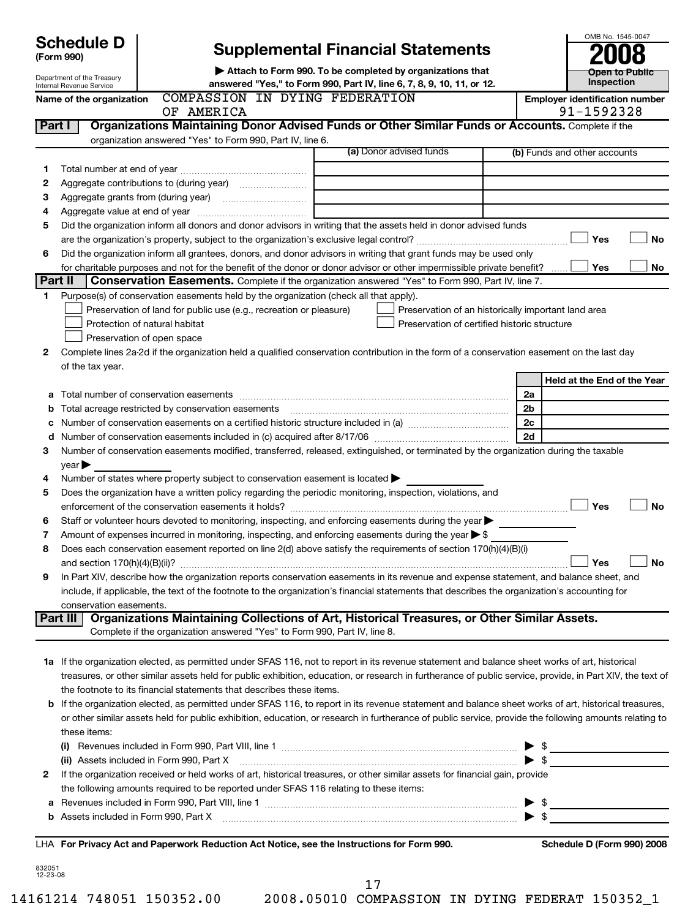**Schedule D** (Form 990)

Department of the Treasury
Internal Revenue Service

# Supplemental Financial Statements

▶ Attach to Form 990. To be completed by organizations that answered "Yes," to Form 990, Part IV, line 6, 7, 8, 9, 10, 11, or 12.

OMB No. 1545-0047

**2008**

**Open to Public Inspection**

Name of the organization: COMPASSION IN DYING FEDERATION OF AMERICA

Employer identification number: 91-1592328

## Part I Organizations Maintaining Donor Advised Funds or Other Similar Funds or Accounts.
Complete if the organization answered "Yes" to Form 990, Part IV, line 6.

| | | (a) Donor advised funds | (b) Funds and other accounts |
|---|---|---|---|
| 1 | Total number at end of year | | |
| 2 | Aggregate contributions to (during year) | | |
| 3 | Aggregate grants from (during year) | | |
| 4 | Aggregate value at end of year | | |

5 Did the organization inform all donors and donor advisors in writing that the assets held in donor advised funds are the organization's property, subject to the organization's exclusive legal control? ☐ Yes ☐ No

6 Did the organization inform all grantees, donors, and donor advisors in writing that grant funds may be used only for charitable purposes and not for the benefit of the donor or donor advisor or other impermissible private benefit? ☐ Yes ☐ No

## Part II Conservation Easements.
Complete if the organization answered "Yes" to Form 990, Part IV, line 7.

1 Purpose(s) of conservation easements held by the organization (check all that apply).

- ☐ Preservation of land for public use (e.g., recreation or pleasure)
- ☐ Protection of natural habitat
- ☐ Preservation of open space
- ☐ Preservation of an historically important land area
- ☐ Preservation of certified historic structure

2 Complete lines 2a-2d if the organization held a qualified conservation contribution in the form of a conservation easement on the last day of the tax year.

| | | | Held at the End of the Year |
|---|---|---|---|
| a | Total number of conservation easements | 2a | |
| b | Total acreage restricted by conservation easements | 2b | |
| c | Number of conservation easements on a certified historic structure included in (a) | 2c | |
| d | Number of conservation easements included in (c) acquired after 8/17/06 | 2d | |

3 Number of conservation easements modified, transferred, released, extinguished, or terminated by the organization during the taxable year ▶

4 Number of states where property subject to conservation easement is located ▶

5 Does the organization have a written policy regarding the periodic monitoring, inspection, violations, and enforcement of the conservation easements it holds? ☐ Yes ☐ No

6 Staff or volunteer hours devoted to monitoring, inspecting, and enforcing easements during the year ▶

7 Amount of expenses incurred in monitoring, inspecting, and enforcing easements during the year ▶ $

8 Does each conservation easement reported on line 2(d) above satisfy the requirements of section 170(h)(4)(B)(i) and section 170(h)(4)(B)(ii)? ☐ Yes ☐ No

9 In Part XIV, describe how the organization reports conservation easements in its revenue and expense statement, and balance sheet, and include, if applicable, the text of the footnote to the organization's financial statements that describes the organization's accounting for conservation easements.

## Part III Organizations Maintaining Collections of Art, Historical Treasures, or Other Similar Assets.
Complete if the organization answered "Yes" to Form 990, Part IV, line 8.

1a If the organization elected, as permitted under SFAS 116, not to report in its revenue statement and balance sheet works of art, historical treasures, or other similar assets held for public exhibition, education, or research in furtherance of public service, provide, in Part XIV, the text of the footnote to its financial statements that describes these items.

b If the organization elected, as permitted under SFAS 116, to report in its revenue statement and balance sheet works of art, historical treasures, or other similar assets held for public exhibition, education, or research in furtherance of public service, provide the following amounts relating to these items:

(i) Revenues included in Form 990, Part VIII, line 1 ▶ $

(ii) Assets included in Form 990, Part X ▶ $

2 If the organization received or held works of art, historical treasures, or other similar assets for financial gain, provide the following amounts required to be reported under SFAS 116 relating to these items:

a Revenues included in Form 990, Part VIII, line 1 ▶ $

b Assets included in Form 990, Part X ▶ $

LHA For Privacy Act and Paperwork Reduction Act Notice, see the Instructions for Form 990. Schedule D (Form 990) 2008

832051 12-23-08

14161214 748051 150352.00 2008.05010 COMPASSION IN DYING FEDERAT 150352_1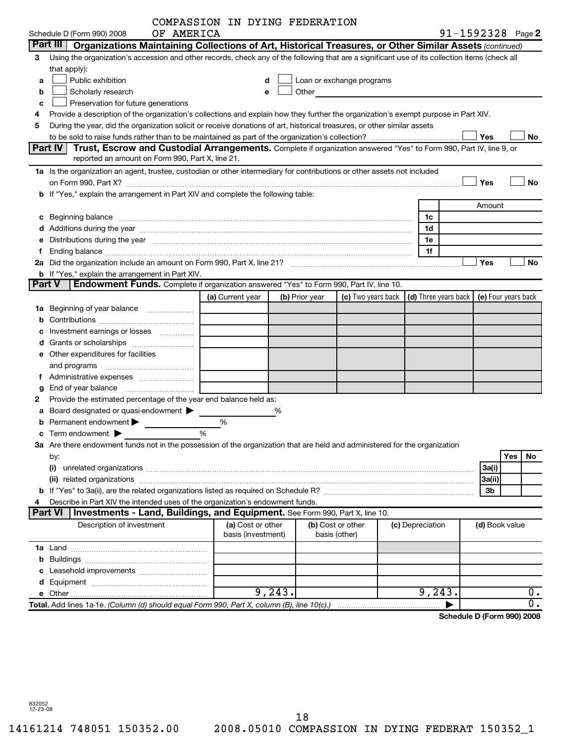COMPASSION IN DYING FEDERATION OF AMERICA

Schedule D (Form 990) 2008 91-1592328 Page **2**

**Part III | Organizations Maintaining Collections of Art, Historical Treasures, or Other Similar Assets** *(continued)*

3 Using the organization's accession and other records, check any of the following that are a significant use of its collection items (check all that apply):

a ☐ Public exhibition
b ☐ Scholarly research
c ☐ Preservation for future generations
d ☐ Loan or exchange programs
e ☐ Other

4 Provide a description of the organization's collections and explain how they further the organization's exempt purpose in Part XIV.

5 During the year, did the organization solicit or receive donations of art, historical treasures, or other similar assets to be sold to raise funds rather than to be maintained as part of the organization's collection? ☐ Yes ☐ No

**Part IV | Trust, Escrow and Custodial Arrangements.** Complete if organization answered "Yes" to Form 990, Part IV, line 9, or reported an amount on Form 990, Part X, line 21.

1a Is the organization an agent, trustee, custodian or other intermediary for contributions or other assets not included on Form 990, Part X? ☐ Yes ☐ No

b If "Yes," explain the arrangement in Part XIV and complete the following table:

| | | Amount |
|---|---|---|
| c Beginning balance | 1c | |
| d Additions during the year | 1d | |
| e Distributions during the year | 1e | |
| f Ending balance | 1f | |

2a Did the organization include an amount on Form 990, Part X, line 21? ☐ Yes ☐ No

b If "Yes," explain the arrangement in Part XIV.

**Part V | Endowment Funds.** Complete if organization answered "Yes" to Form 990, Part IV, line 10.

| | (a) Current year | (b) Prior year | (c) Two years back | (d) Three years back | (e) Four years back |
|---|---|---|---|---|---|
| 1a Beginning of year balance | | | | | |
| b Contributions | | | | | |
| c Investment earnings or losses | | | | | |
| d Grants or scholarships | | | | | |
| e Other expenditures for facilities and programs | | | | | |
| f Administrative expenses | | | | | |
| g End of year balance | | | | | |

2 Provide the estimated percentage of the year end balance held as:

a Board designated or quasi-endowment ▶ %

b Permanent endowment ▶ %

c Term endowment ▶ %

3a Are there endowment funds not in the possession of the organization that are held and administered for the organization by:

| | | Yes | No |
|---|---|---|---|
| (i) unrelated organizations | 3a(i) | | |
| (ii) related organizations | 3a(ii) | | |
| b If "Yes" to 3a(ii), are the related organizations listed as required on Schedule R? | 3b | | |

4 Describe in Part XIV the intended uses of the organization's endowment funds.

**Part VI | Investments - Land, Buildings, and Equipment.** See Form 990, Part X, line 10.

| Description of investment | (a) Cost or other basis (investment) | (b) Cost or other basis (other) | (c) Depreciation | (d) Book value |
|---|---|---|---|---|
| 1a Land | | | | |
| b Buildings | | | | |
| c Leasehold improvements | | | | |
| d Equipment | | | | |
| e Other | 9,243. | | 9,243. | 0. |
| **Total.** Add lines 1a-1e. *(Column (d) should equal Form 990, Part X, column (B), line 10(c).)* ▶ | | | | 0. |

**Schedule D (Form 990) 2008**

832052 12-23-08

14161214 748051 150352.00 2008.05010 COMPASSION IN DYING FEDERAT 150352_1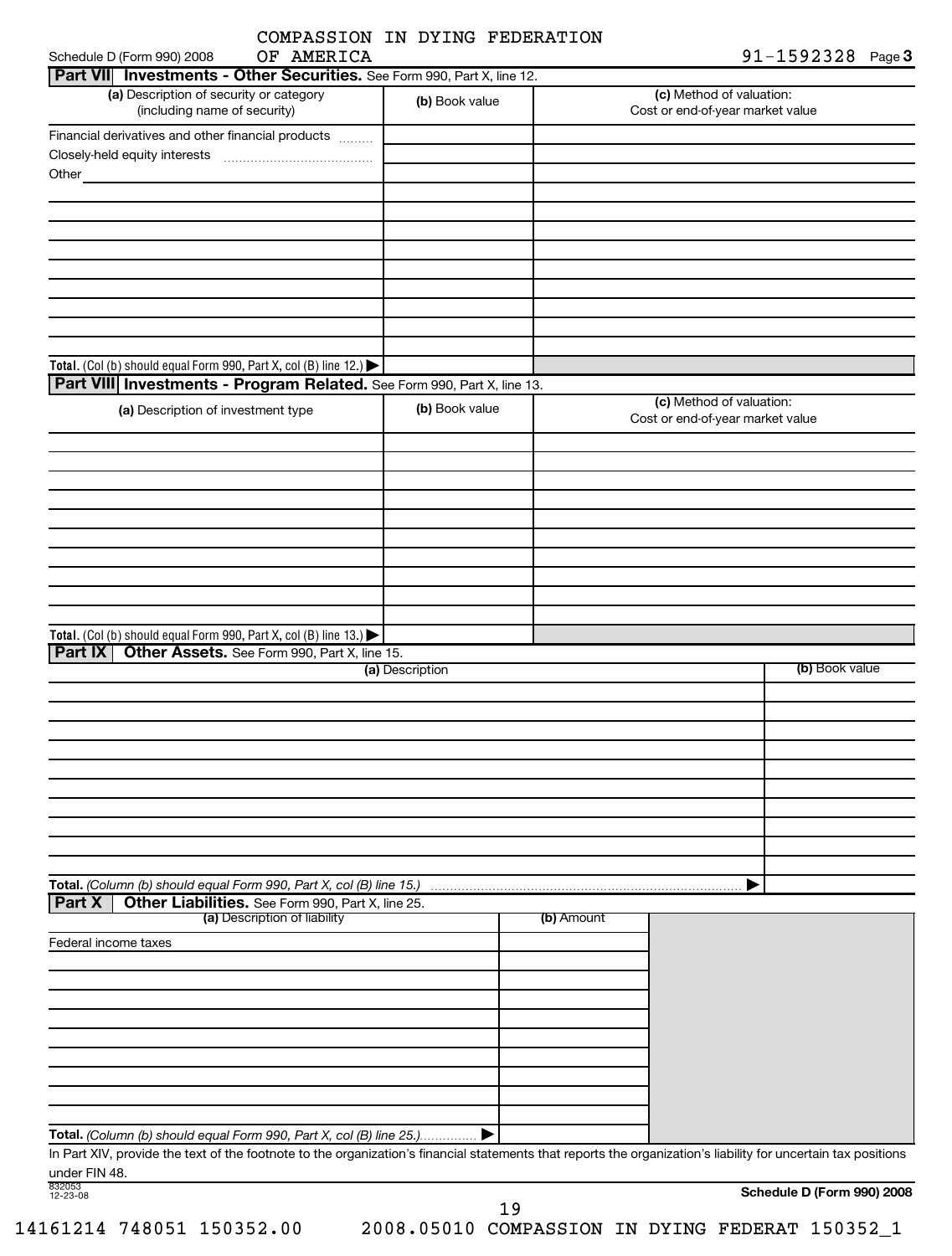COMPASSION IN DYING FEDERATION OF AMERICA

Schedule D (Form 990) 2008 — 91-1592328 Page 3

## Part VII Investments - Other Securities. See Form 990, Part X, line 12.

| (a) Description of security or category (including name of security) | (b) Book value | (c) Method of valuation: Cost or end-of-year market value |
|---|---|---|
| Financial derivatives and other financial products | | |
| Closely-held equity interests | | |
| Other | | |
| | | |
| | | |
| | | |
| | | |
| | | |
| | | |
| | | |
| | | |
| | | |
| **Total.** (Col (b) should equal Form 990, Part X, col (B) line 12.) ▶ | | |

## Part VIII Investments - Program Related. See Form 990, Part X, line 13.

| (a) Description of investment type | (b) Book value | (c) Method of valuation: Cost or end-of-year market value |
|---|---|---|
| | | |
| | | |
| | | |
| | | |
| | | |
| | | |
| | | |
| | | |
| | | |
| | | |
| **Total.** (Col (b) should equal Form 990, Part X, col (B) line 13.) ▶ | | |

## Part IX Other Assets. See Form 990, Part X, line 15.

| (a) Description | (b) Book value |
|---|---|
| | |
| | |
| | |
| | |
| | |
| | |
| | |
| | |
| | |
| | |
| **Total.** *(Column (b) should equal Form 990, Part X, col (B) line 15.)* ▶ | |

## Part X Other Liabilities. See Form 990, Part X, line 25.

| (a) Description of liability | (b) Amount |
|---|---|
| Federal income taxes | |
| | |
| | |
| | |
| | |
| | |
| | |
| | |
| | |
| | |
| **Total.** *(Column (b) should equal Form 990, Part X, col (B) line 25.)* ▶ | |

In Part XIV, provide the text of the footnote to the organization's financial statements that reports the organization's liability for uncertain tax positions under FIN 48.

832053 12-23-08

**Schedule D (Form 990) 2008**

14161214 748051 150352.00 2008.05010 COMPASSION IN DYING FEDERAT 150352_1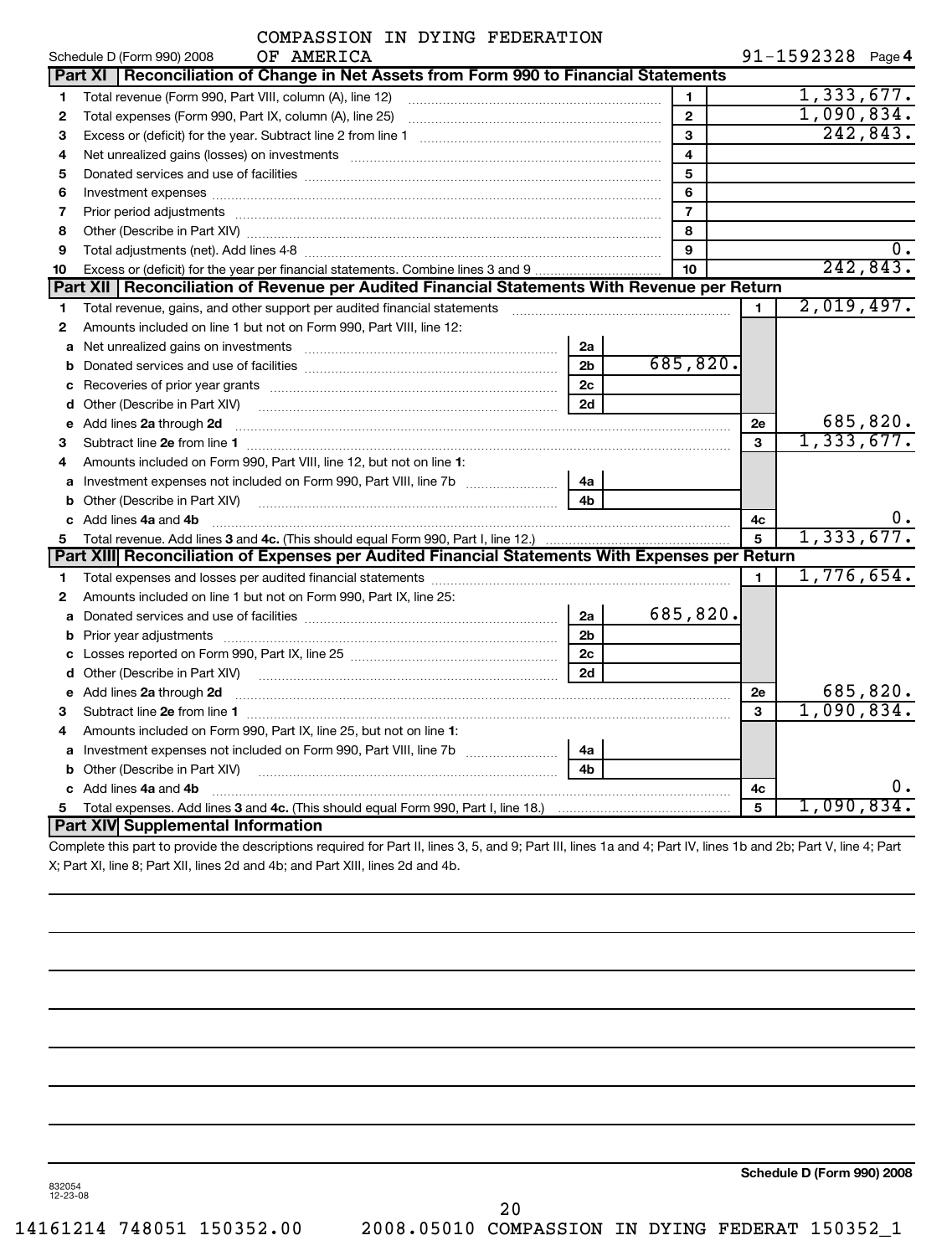Schedule D (Form 990) 2008 COMPASSION IN DYING FEDERATION OF AMERICA 91-1592328 Page 4

## Part XI Reconciliation of Change in Net Assets from Form 990 to Financial Statements

| | | | |
|---|---|---|---|
| 1 | Total revenue (Form 990, Part VIII, column (A), line 12) | 1 | 1,333,677. |
| 2 | Total expenses (Form 990, Part IX, column (A), line 25) | 2 | 1,090,834. |
| 3 | Excess or (deficit) for the year. Subtract line 2 from line 1 | 3 | 242,843. |
| 4 | Net unrealized gains (losses) on investments | 4 | |
| 5 | Donated services and use of facilities | 5 | |
| 6 | Investment expenses | 6 | |
| 7 | Prior period adjustments | 7 | |
| 8 | Other (Describe in Part XIV) | 8 | |
| 9 | Total adjustments (net). Add lines 4-8 | 9 | 0. |
| 10 | Excess or (deficit) for the year per financial statements. Combine lines 3 and 9 | 10 | 242,843. |

## Part XII Reconciliation of Revenue per Audited Financial Statements With Revenue per Return

| | | | | | |
|---|---|---|---|---|---|
| 1 | Total revenue, gains, and other support per audited financial statements | | | 1 | 2,019,497. |
| 2 | Amounts included on line 1 but not on Form 990, Part VIII, line 12: | | | | |
| a | Net unrealized gains on investments | 2a | | | |
| b | Donated services and use of facilities | 2b | 685,820. | | |
| c | Recoveries of prior year grants | 2c | | | |
| d | Other (Describe in Part XIV) | 2d | | | |
| e | Add lines **2a** through **2d** | | | 2e | 685,820. |
| 3 | Subtract line **2e** from line **1** | | | 3 | 1,333,677. |
| 4 | Amounts included on Form 990, Part VIII, line 12, but not on line **1**: | | | | |
| a | Investment expenses not included on Form 990, Part VIII, line 7b | 4a | | | |
| b | Other (Describe in Part XIV) | 4b | | | |
| c | Add lines **4a** and **4b** | | | 4c | 0. |
| 5 | Total revenue. Add lines **3** and **4c.** (This should equal Form 990, Part I, line 12.) | | | 5 | 1,333,677. |

## Part XIII Reconciliation of Expenses per Audited Financial Statements With Expenses per Return

| | | | | | |
|---|---|---|---|---|---|
| 1 | Total expenses and losses per audited financial statements | | | 1 | 1,776,654. |
| 2 | Amounts included on line 1 but not on Form 990, Part IX, line 25: | | | | |
| a | Donated services and use of facilities | 2a | 685,820. | | |
| b | Prior year adjustments | 2b | | | |
| c | Losses reported on Form 990, Part IX, line 25 | 2c | | | |
| d | Other (Describe in Part XIV) | 2d | | | |
| e | Add lines **2a** through **2d** | | | 2e | 685,820. |
| 3 | Subtract line **2e** from line **1** | | | 3 | 1,090,834. |
| 4 | Amounts included on Form 990, Part IX, line 25, but not on line **1**: | | | | |
| a | Investment expenses not included on Form 990, Part VIII, line 7b | 4a | | | |
| b | Other (Describe in Part XIV) | 4b | | | |
| c | Add lines **4a** and **4b** | | | 4c | 0. |
| 5 | Total expenses. Add lines **3** and **4c.** (This should equal Form 990, Part I, line 18.) | | | 5 | 1,090,834. |

## Part XIV Supplemental Information

Complete this part to provide the descriptions required for Part II, lines 3, 5, and 9; Part III, lines 1a and 4; Part IV, lines 1b and 2b; Part V, line 4; Part X; Part XI, line 8; Part XII, lines 2d and 4b; and Part XIII, lines 2d and 4b.

**Schedule D (Form 990) 2008**

832054 12-23-08

14161214 748051 150352.00 2008.05010 COMPASSION IN DYING FEDERAT 150352_1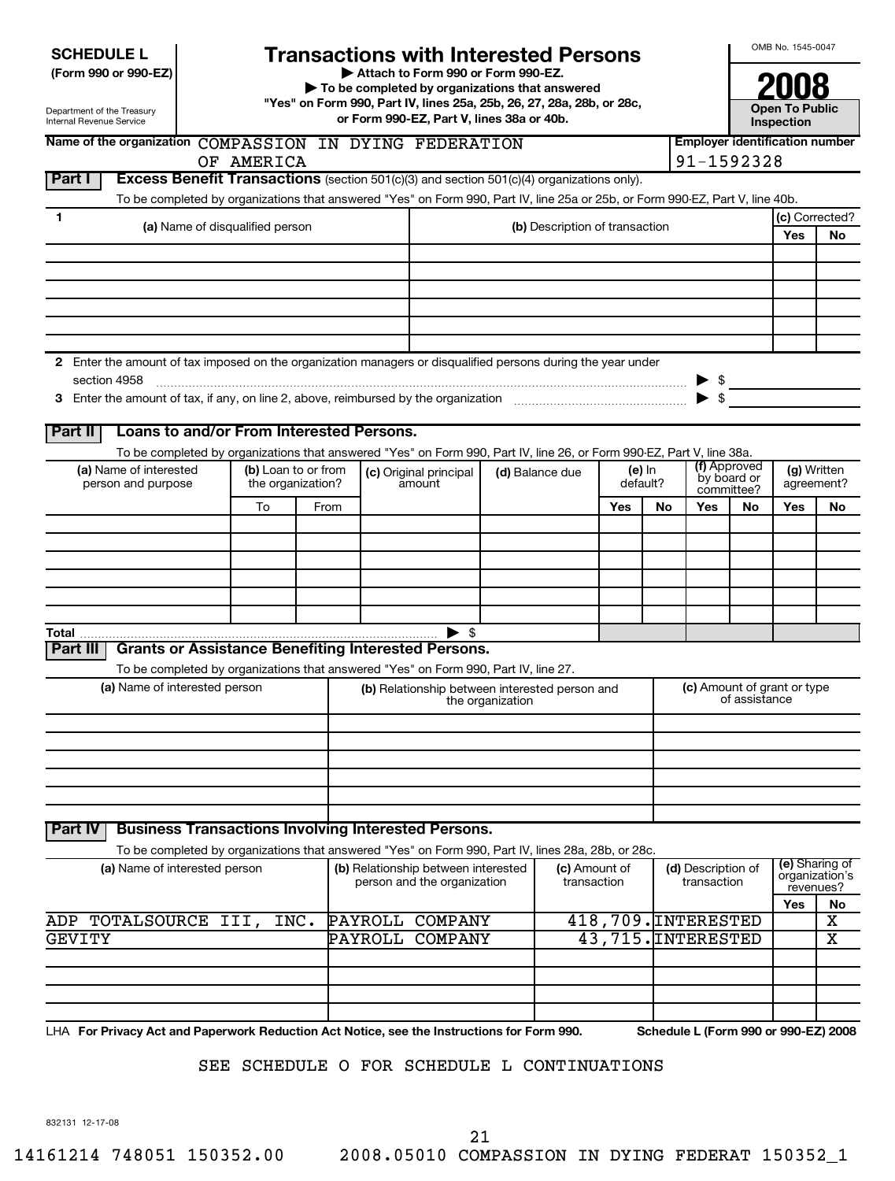**SCHEDULE L**
**(Form 990 or 990-EZ)**

Department of the Treasury
Internal Revenue Service

# Transactions with Interested Persons

▶ Attach to Form 990 or Form 990-EZ.
▶ To be completed by organizations that answered "Yes" on Form 990, Part IV, lines 25a, 25b, 26, 27, 28a, 28b, or 28c, or Form 990-EZ, Part V, lines 38a or 40b.

OMB No. 1545-0047

**2008**

**Open To Public Inspection**

**Name of the organization** COMPASSION IN DYING FEDERATION OF AMERICA

**Employer identification number** 91-1592328

**Part I** **Excess Benefit Transactions** (section 501(c)(3) and section 501(c)(4) organizations only).

To be completed by organizations that answered "Yes" on Form 990, Part IV, line 25a or 25b, or Form 990-EZ, Part V, line 40b.

| 1 (a) Name of disqualified person | (b) Description of transaction | (c) Corrected? Yes | No |
|---|---|---|---|
| | | | |
| | | | |
| | | | |
| | | | |
| | | | |
| | | | |

2 Enter the amount of tax imposed on the organization managers or disqualified persons during the year under section 4958 ▶ $

3 Enter the amount of tax, if any, on line 2, above, reimbursed by the organization ▶ $

**Part II** **Loans to and/or From Interested Persons.**

To be completed by organizations that answered "Yes" on Form 990, Part IV, line 26, or Form 990-EZ, Part V, line 38a.

| (a) Name of interested person and purpose | (b) Loan to or from the organization? | | (c) Original principal amount | (d) Balance due | (e) In default? | | (f) Approved by board or committee? | | (g) Written agreement? | |
|---|---|---|---|---|---|---|---|---|---|---|
| | To | From | | | Yes | No | Yes | No | Yes | No |
| | | | | | | | | | | |
| | | | | | | | | | | |
| | | | | | | | | | | |
| | | | | | | | | | | |
| | | | | | | | | | | |
| | | | | | | | | | | |
| Total | | | ▶ $ | | | | | | | |

**Part III** **Grants or Assistance Benefiting Interested Persons.**

To be completed by organizations that answered "Yes" on Form 990, Part IV, line 27.

| (a) Name of interested person | (b) Relationship between interested person and the organization | (c) Amount of grant or type of assistance |
|---|---|---|
| | | |
| | | |
| | | |
| | | |
| | | |
| | | |

**Part IV** **Business Transactions Involving Interested Persons.**

To be completed by organizations that answered "Yes" on Form 990, Part IV, lines 28a, 28b, or 28c.

| (a) Name of interested person | (b) Relationship between interested person and the organization | (c) Amount of transaction | (d) Description of transaction | (e) Sharing of organization's revenues? Yes | No |
|---|---|---|---|---|---|
| ADP TOTALSOURCE III, INC. | PAYROLL COMPANY | 418,709. | INTERESTED | | X |
| GEVITY | PAYROLL COMPANY | 43,715. | INTERESTED | | X |
| | | | | | |
| | | | | | |
| | | | | | |
| | | | | | |

LHA **For Privacy Act and Paperwork Reduction Act Notice, see the Instructions for Form 990.** **Schedule L (Form 990 or 990-EZ) 2008**

SEE SCHEDULE O FOR SCHEDULE L CONTINUATIONS

832131 12-17-08

14161214 748051 150352.00 2008.05010 COMPASSION IN DYING FEDERAT 150352_1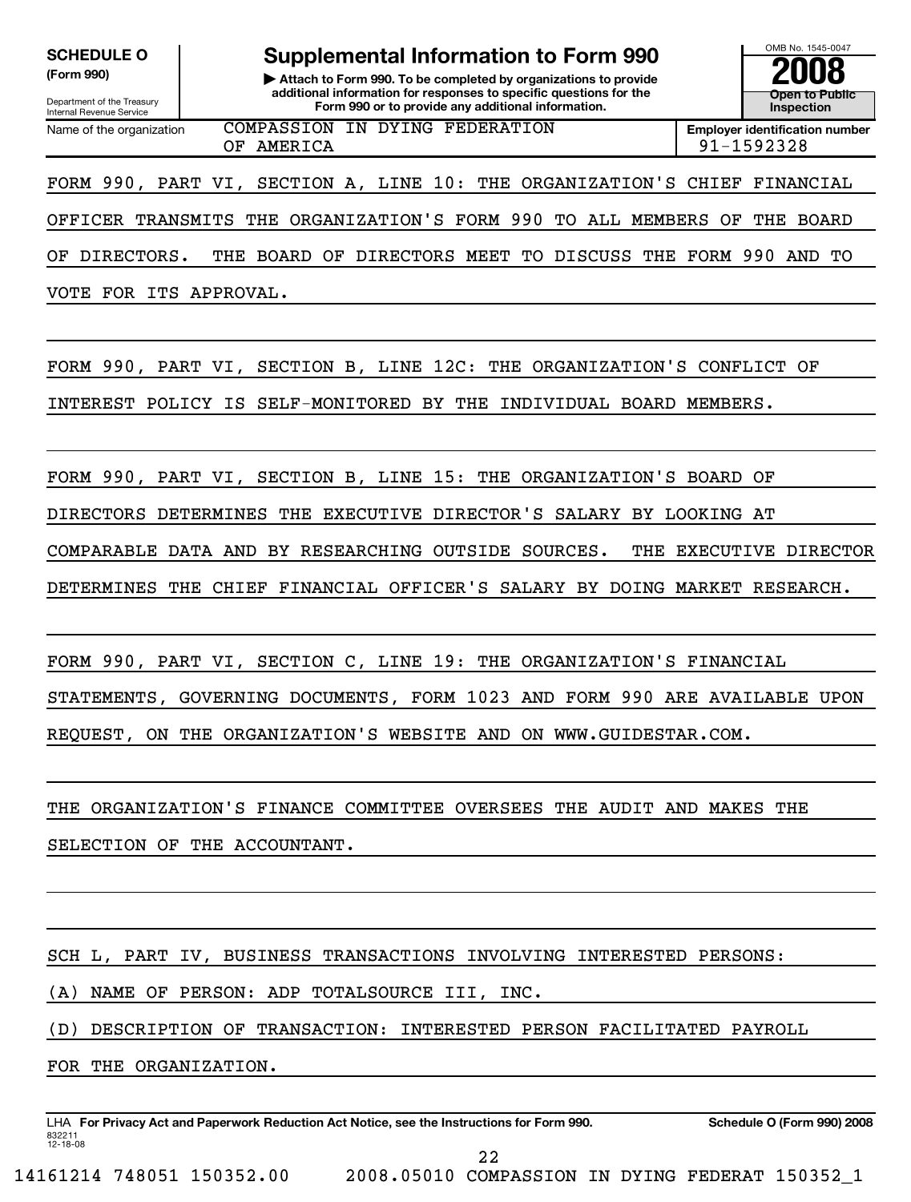**SCHEDULE O**
**(Form 990)**

Department of the Treasury
Internal Revenue Service

# Supplemental Information to Form 990

▶ **Attach to Form 990. To be completed by organizations to provide additional information for responses to specific questions for the Form 990 or to provide any additional information.**

OMB No. 1545-0047

**2008**

**Open to Public Inspection**

Name of the organization: COMPASSION IN DYING FEDERATION OF AMERICA

**Employer identification number** 91-1592328

FORM 990, PART VI, SECTION A, LINE 10: THE ORGANIZATION'S CHIEF FINANCIAL OFFICER TRANSMITS THE ORGANIZATION'S FORM 990 TO ALL MEMBERS OF THE BOARD OF DIRECTORS. THE BOARD OF DIRECTORS MEET TO DISCUSS THE FORM 990 AND TO VOTE FOR ITS APPROVAL.

FORM 990, PART VI, SECTION B, LINE 12C: THE ORGANIZATION'S CONFLICT OF INTEREST POLICY IS SELF-MONITORED BY THE INDIVIDUAL BOARD MEMBERS.

FORM 990, PART VI, SECTION B, LINE 15: THE ORGANIZATION'S BOARD OF DIRECTORS DETERMINES THE EXECUTIVE DIRECTOR'S SALARY BY LOOKING AT COMPARABLE DATA AND BY RESEARCHING OUTSIDE SOURCES. THE EXECUTIVE DIRECTOR DETERMINES THE CHIEF FINANCIAL OFFICER'S SALARY BY DOING MARKET RESEARCH.

FORM 990, PART VI, SECTION C, LINE 19: THE ORGANIZATION'S FINANCIAL STATEMENTS, GOVERNING DOCUMENTS, FORM 1023 AND FORM 990 ARE AVAILABLE UPON REQUEST, ON THE ORGANIZATION'S WEBSITE AND ON WWW.GUIDESTAR.COM.

THE ORGANIZATION'S FINANCE COMMITTEE OVERSEES THE AUDIT AND MAKES THE SELECTION OF THE ACCOUNTANT.

SCH L, PART IV, BUSINESS TRANSACTIONS INVOLVING INTERESTED PERSONS:

(A) NAME OF PERSON: ADP TOTALSOURCE III, INC.

(D) DESCRIPTION OF TRANSACTION: INTERESTED PERSON FACILITATED PAYROLL FOR THE ORGANIZATION.

LHA **For Privacy Act and Paperwork Reduction Act Notice, see the Instructions for Form 990.** **Schedule O (Form 990) 2008**

832211
12-18-08

14161214 748051 150352.00 2008.05010 COMPASSION IN DYING FEDERAT 150352_1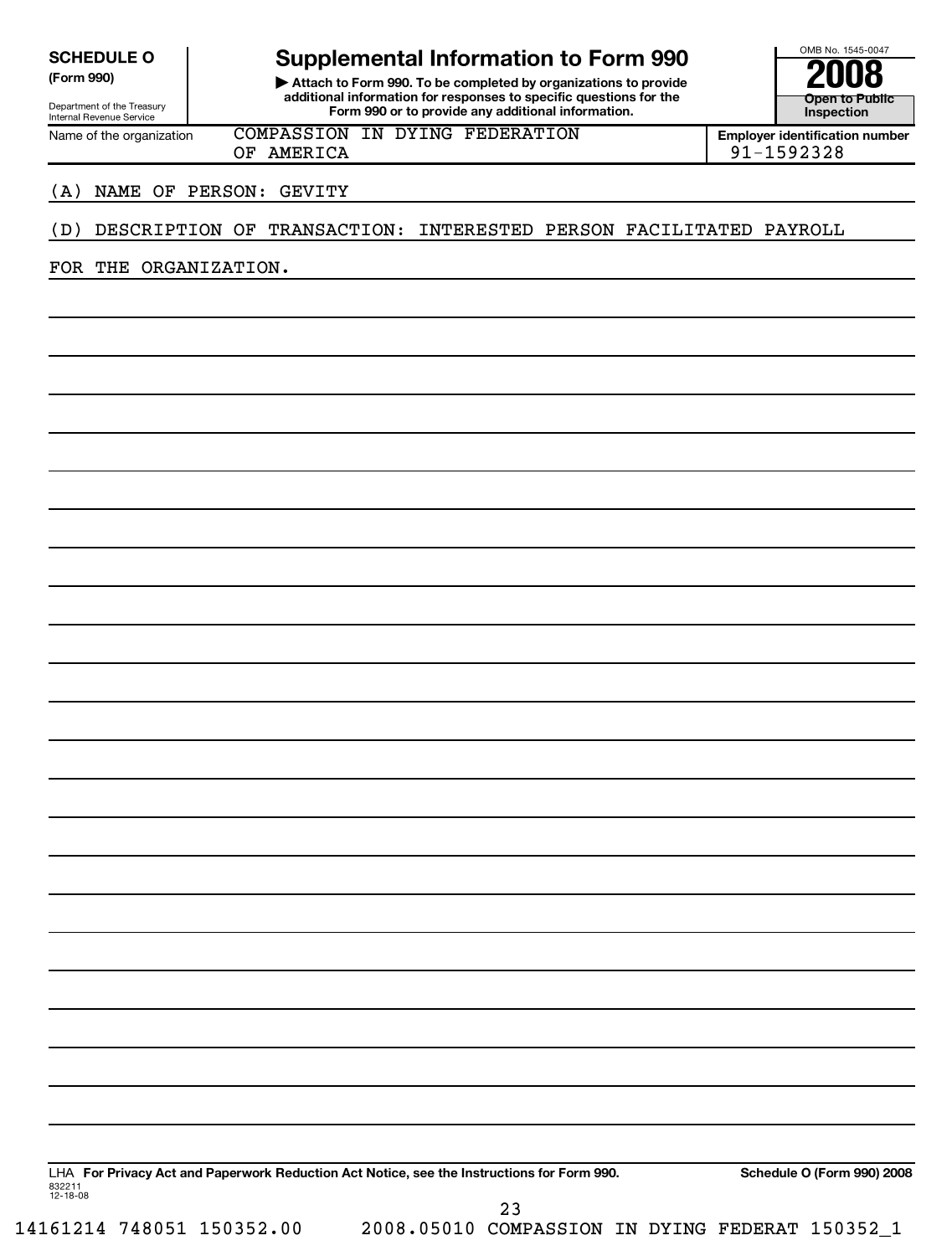**SCHEDULE O**
**(Form 990)**

Department of the Treasury
Internal Revenue Service

# Supplemental Information to Form 990

▶ **Attach to Form 990. To be completed by organizations to provide additional information for responses to specific questions for the Form 990 or to provide any additional information.**

OMB No. 1545-0047

**2008**

**Open to Public Inspection**

Name of the organization: COMPASSION IN DYING FEDERATION OF AMERICA

**Employer identification number** 91-1592328

(A) NAME OF PERSON: GEVITY

(D) DESCRIPTION OF TRANSACTION: INTERESTED PERSON FACILITATED PAYROLL FOR THE ORGANIZATION.

LHA **For Privacy Act and Paperwork Reduction Act Notice, see the Instructions for Form 990.** **Schedule O (Form 990) 2008**

832211
12-18-08

14161214 748051 150352.00 2008.05010 COMPASSION IN DYING FEDERAT 150352_1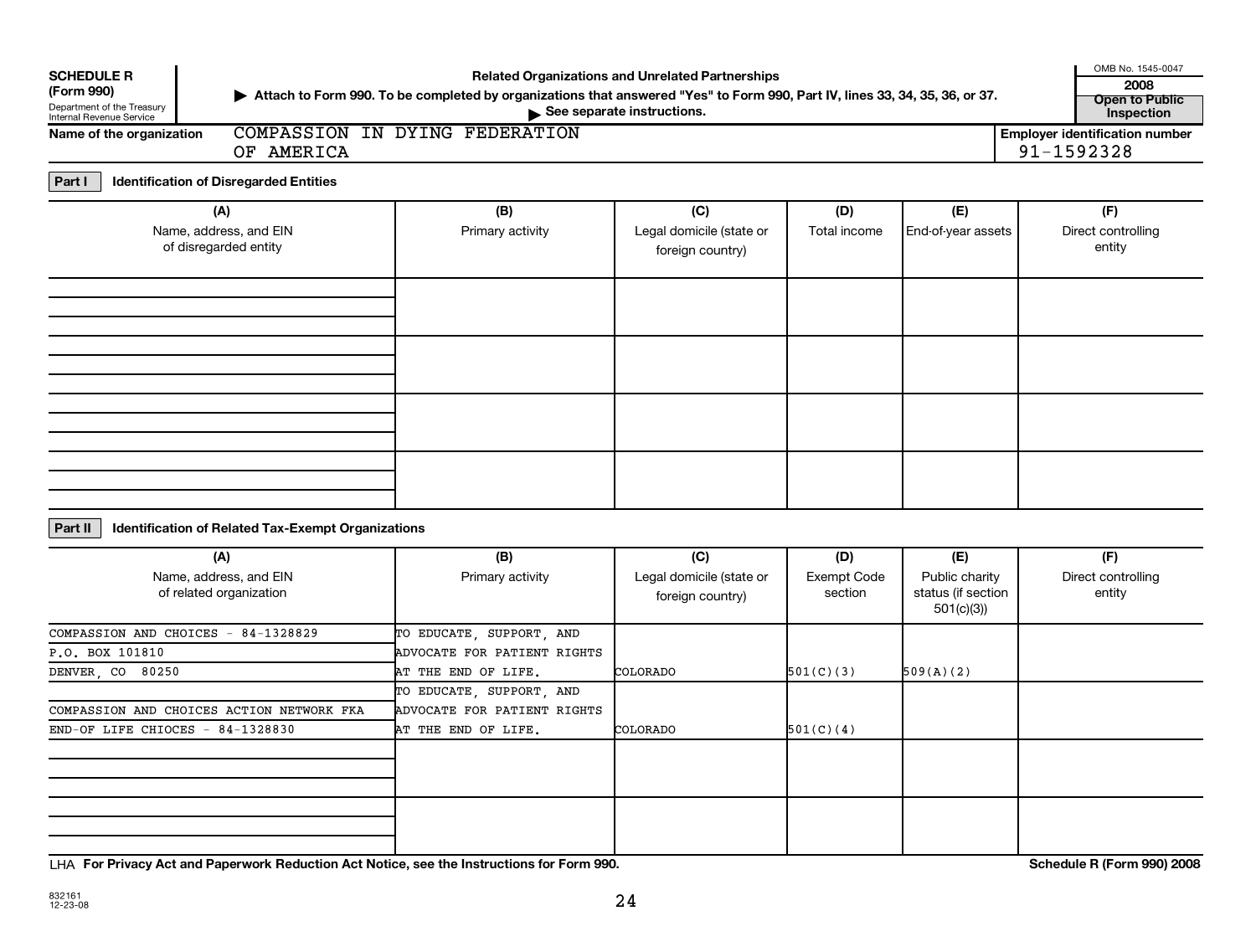**SCHEDULE R (Form 990)**
Department of the Treasury
Internal Revenue Service

# Related Organizations and Unrelated Partnerships

▶ Attach to Form 990. To be completed by organizations that answered "Yes" to Form 990, Part IV, lines 33, 34, 35, 36, or 37.
▶ See separate instructions.

OMB No. 1545-0047
**2008**
**Open to Public Inspection**

**Name of the organization:** COMPASSION IN DYING FEDERATION OF AMERICA

**Employer identification number:** 91-1592328

## Part I Identification of Disregarded Entities

| (A) Name, address, and EIN of disregarded entity | (B) Primary activity | (C) Legal domicile (state or foreign country) | (D) Total income | (E) End-of-year assets | (F) Direct controlling entity |
|---|---|---|---|---|---|
| | | | | | |
| | | | | | |
| | | | | | |
| | | | | | |

## Part II Identification of Related Tax-Exempt Organizations

| (A) Name, address, and EIN of related organization | (B) Primary activity | (C) Legal domicile (state or foreign country) | (D) Exempt Code section | (E) Public charity status (if section 501(c)(3)) | (F) Direct controlling entity |
|---|---|---|---|---|---|
| COMPASSION AND CHOICES - 84-1328829<br>P.O. BOX 101810<br>DENVER, CO 80250 | TO EDUCATE, SUPPORT, AND ADVOCATE FOR PATIENT RIGHTS AT THE END OF LIFE. | COLORADO | 501(C)(3) | 509(A)(2) | |
| COMPASSION AND CHOICES ACTION NETWORK FKA<br>END-OF LIFE CHIOCES - 84-1328830 | TO EDUCATE, SUPPORT, AND ADVOCATE FOR PATIENT RIGHTS AT THE END OF LIFE. | COLORADO | 501(C)(4) | | |
| | | | | | |
| | | | | | |

LHA **For Privacy Act and Paperwork Reduction Act Notice, see the Instructions for Form 990.** **Schedule R (Form 990) 2008**

832161
12-23-08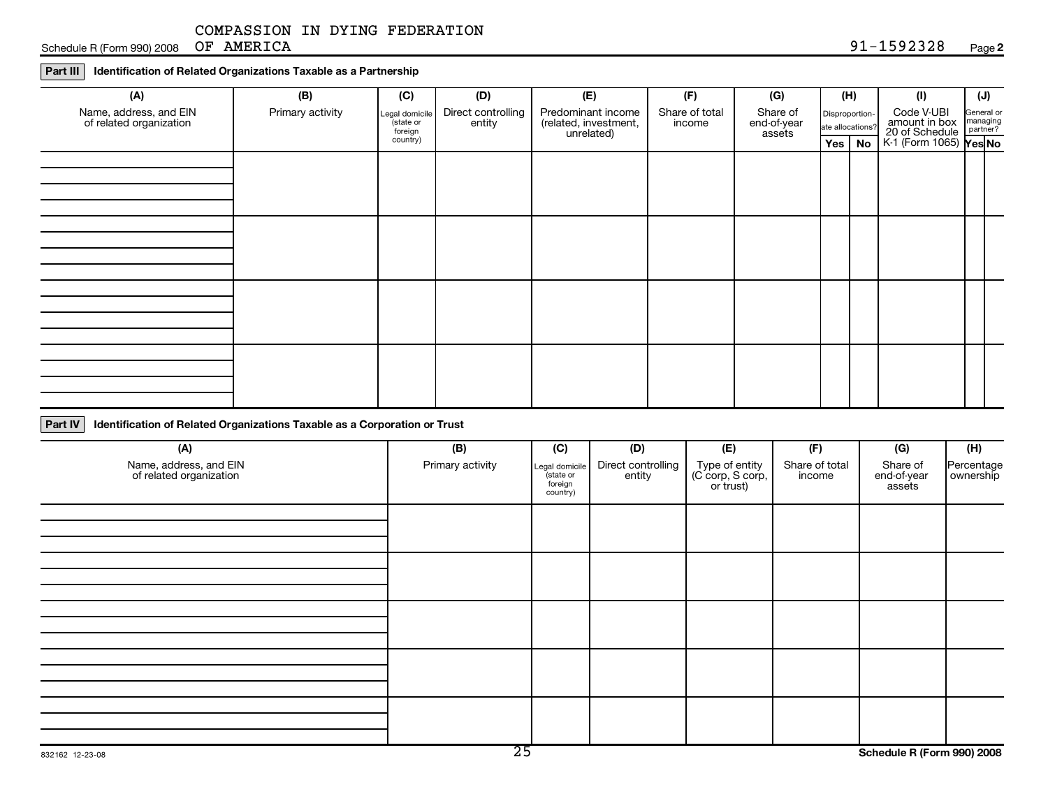COMPASSION IN DYING FEDERATION OF AMERICA

Schedule R (Form 990) 2008 91-1592328 Page 2

**Part III Identification of Related Organizations Taxable as a Partnership**

| (A) Name, address, and EIN of related organization | (B) Primary activity | (C) Legal domicile (state or foreign country) | (D) Direct controlling entity | (E) Predominant income (related, investment, unrelated) | (F) Share of total income | (G) Share of end-of-year assets | (H) Disproportion-ate allocations? | | (I) Code V-UBI amount in box 20 of Schedule K-1 (Form 1065) | (J) General or managing partner? | |
|---|---|---|---|---|---|---|---|---|---|---|---|
| | | | | | | | Yes | No | | Yes | No |
| | | | | | | | | | | | |
| | | | | | | | | | | | |
| | | | | | | | | | | | |
| | | | | | | | | | | | |

**Part IV Identification of Related Organizations Taxable as a Corporation or Trust**

| (A) Name, address, and EIN of related organization | (B) Primary activity | (C) Legal domicile (state or foreign country) | (D) Direct controlling entity | (E) Type of entity (C corp, S corp, or trust) | (F) Share of total income | (G) Share of end-of-year assets | (H) Percentage ownership |
|---|---|---|---|---|---|---|---|
| | | | | | | | |
| | | | | | | | |
| | | | | | | | |
| | | | | | | | |
| | | | | | | | |

832162 12-23-08

Schedule R (Form 990) 2008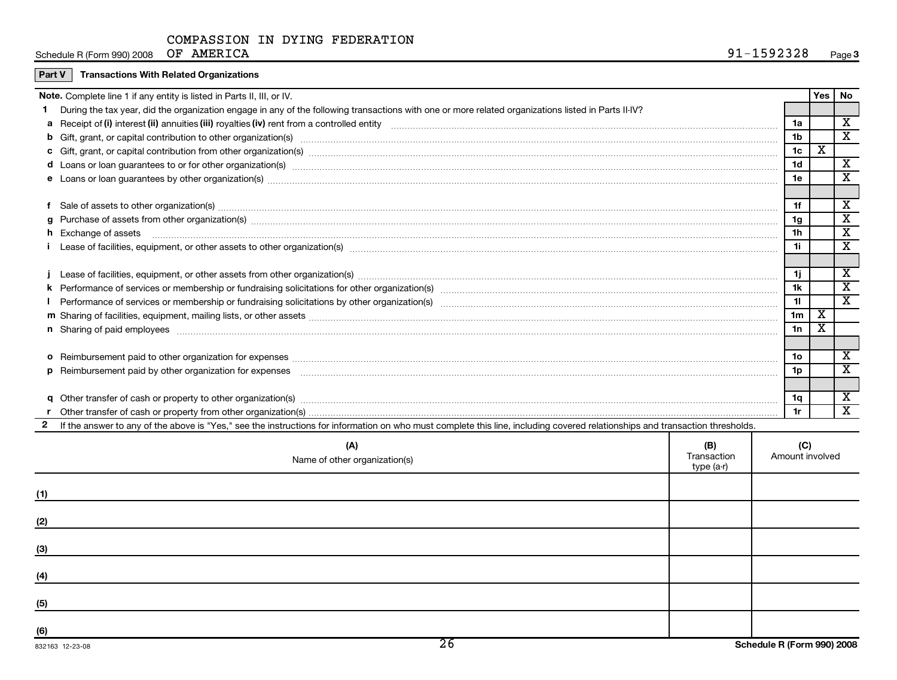COMPASSION IN DYING FEDERATION OF AMERICA

Schedule R (Form 990) 2008 91-1592328 Page **3**

**Part V Transactions With Related Organizations**

| **Note.** Complete line 1 if any entity is listed in Parts II, III, or IV. | | Yes | No |
|---|---|---|---|
| **1** During the tax year, did the organization engage in any of the following transactions with one or more related organizations listed in Parts II-IV? | | | |
| **a** Receipt of **(i)** interest **(ii)** annuities **(iii)** royalties **(iv)** rent from a controlled entity | 1a | | X |
| **b** Gift, grant, or capital contribution to other organization(s) | 1b | | X |
| **c** Gift, grant, or capital contribution from other organization(s) | 1c | X | |
| **d** Loans or loan guarantees to or for other organization(s) | 1d | | X |
| **e** Loans or loan guarantees by other organization(s) | 1e | | X |
| **f** Sale of assets to other organization(s) | 1f | | X |
| **g** Purchase of assets from other organization(s) | 1g | | X |
| **h** Exchange of assets | 1h | | X |
| **i** Lease of facilities, equipment, or other assets to other organization(s) | 1i | | X |
| **j** Lease of facilities, equipment, or other assets from other organization(s) | 1j | | X |
| **k** Performance of services or membership or fundraising solicitations for other organization(s) | 1k | | X |
| **l** Performance of services or membership or fundraising solicitations by other organization(s) | 1l | | X |
| **m** Sharing of facilities, equipment, mailing lists, or other assets | 1m | X | |
| **n** Sharing of paid employees | 1n | X | |
| **o** Reimbursement paid to other organization for expenses | 1o | | X |
| **p** Reimbursement paid by other organization for expenses | 1p | | X |
| **q** Other transfer of cash or property to other organization(s) | 1q | | X |
| **r** Other transfer of cash or property from other organization(s) | 1r | | X |

**2** If the answer to any of the above is "Yes," see the instructions for information on who must complete this line, including covered relationships and transaction thresholds.

| | (A) Name of other organization(s) | (B) Transaction type (a-r) | (C) Amount involved |
|---|---|---|---|
| (1) | | | |
| (2) | | | |
| (3) | | | |
| (4) | | | |
| (5) | | | |
| (6) | | | |

832163 12-23-08 **Schedule R (Form 990) 2008**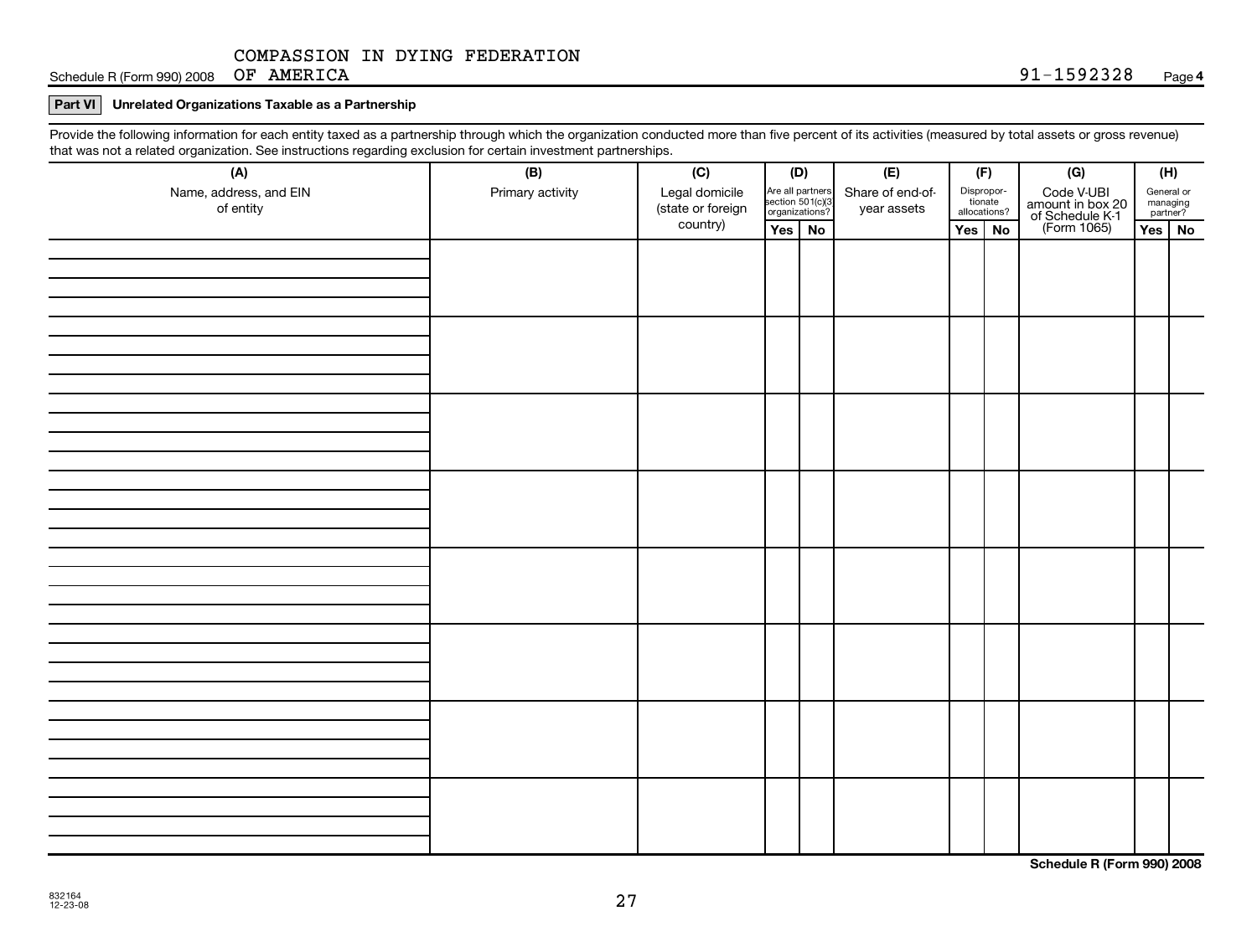COMPASSION IN DYING FEDERATION OF AMERICA

Schedule R (Form 990) 2008 — 91-1592328 — Page 4

**Part VI — Unrelated Organizations Taxable as a Partnership**

Provide the following information for each entity taxed as a partnership through which the organization conducted more than five percent of its activities (measured by total assets or gross revenue) that was not a related organization. See instructions regarding exclusion for certain investment partnerships.

| (A) Name, address, and EIN of entity | (B) Primary activity | (C) Legal domicile (state or foreign country) | (D) Are all partners section 501(c)(3) organizations? | | (E) Share of end-of-year assets | (F) Disproportionate allocations? | | (G) Code V-UBI amount in box 20 of Schedule K-1 (Form 1065) | (H) General or managing partner? | |
|---|---|---|---|---|---|---|---|---|---|---|
| | | | Yes | No | | Yes | No | | Yes | No |
| | | | | | | | | | | |
| | | | | | | | | | | |
| | | | | | | | | | | |
| | | | | | | | | | | |
| | | | | | | | | | | |
| | | | | | | | | | | |
| | | | | | | | | | | |
| | | | | | | | | | | |

Schedule R (Form 990) 2008

832164
12-23-08